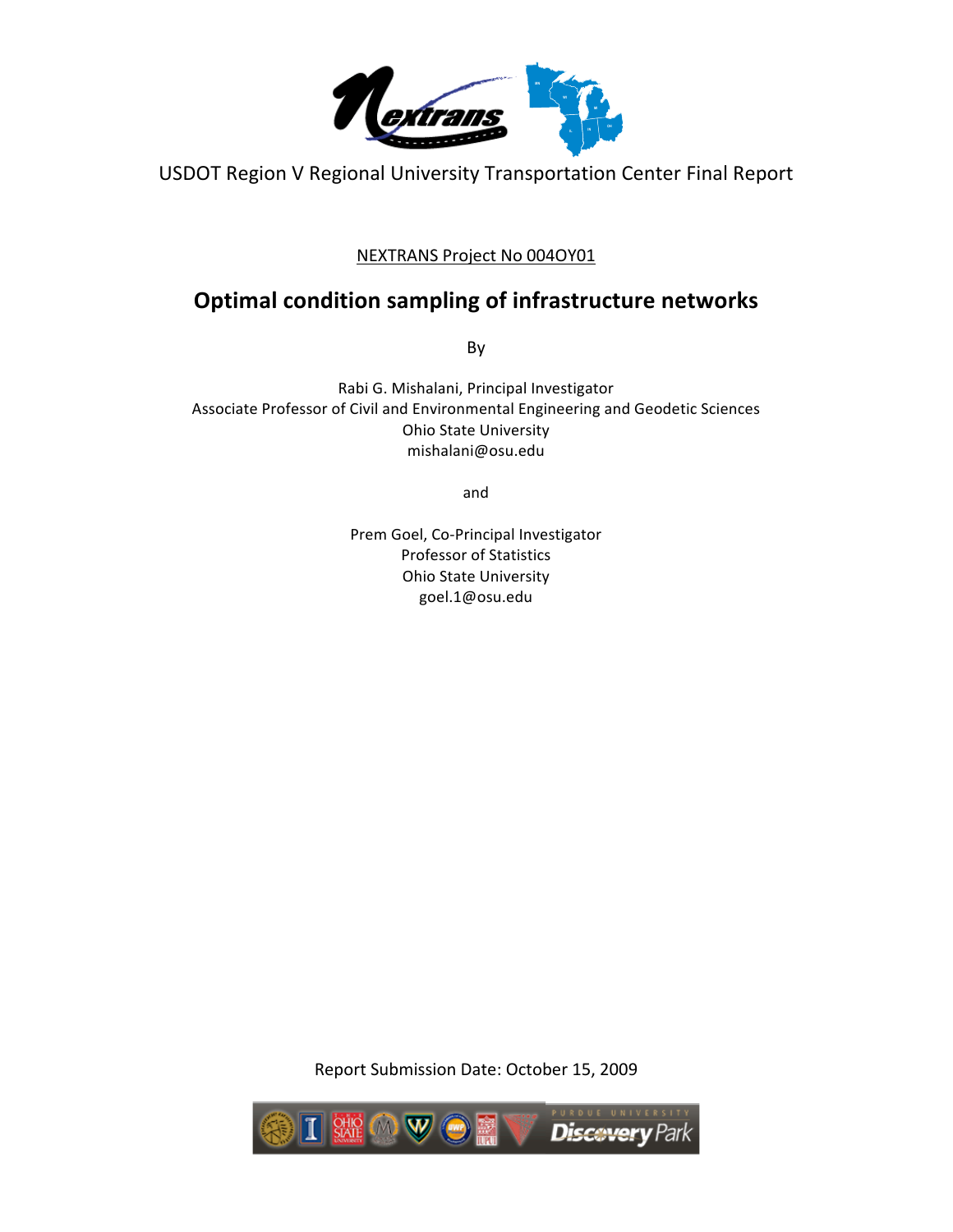USDOT Region V Regional University Transportation Center Final Report

NEXTRANS Project No 004OY01

# Optimal condition sampling of infrastructure networks

By

Rabi G. Mishalani, Principal Investigator
Associate Professor of Civil and Environmental Engineering and Geodetic Sciences
Ohio State University
mishalani@osu.edu

and

Prem Goel, Co-Principal Investigator
Professor of Statistics
Ohio State University
goel.1@osu.edu

Report Submission Date: October 15, 2009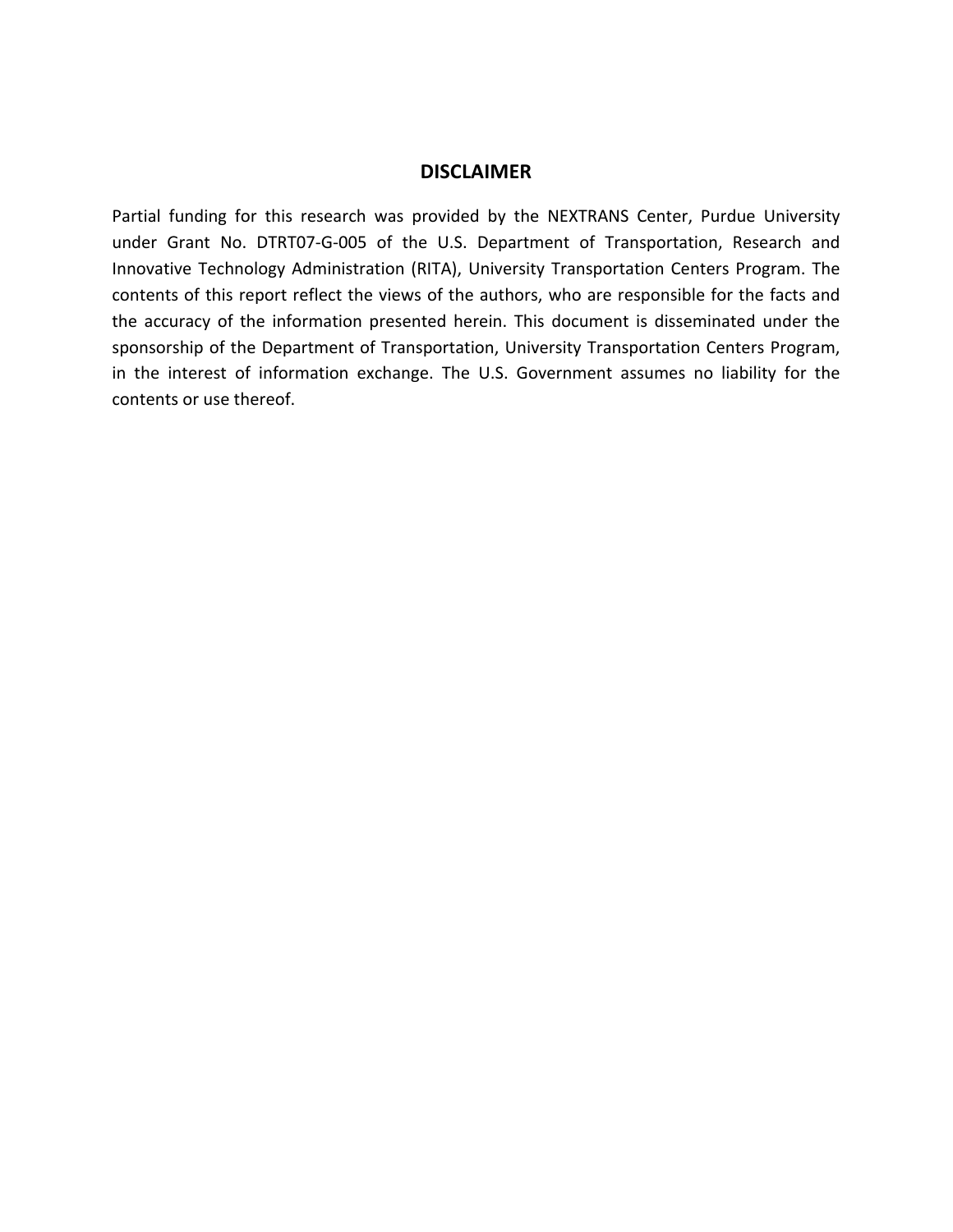## DISCLAIMER

Partial funding for this research was provided by the NEXTRANS Center, Purdue University under Grant No. DTRT07-G-005 of the U.S. Department of Transportation, Research and Innovative Technology Administration (RITA), University Transportation Centers Program. The contents of this report reflect the views of the authors, who are responsible for the facts and the accuracy of the information presented herein. This document is disseminated under the sponsorship of the Department of Transportation, University Transportation Centers Program, in the interest of information exchange. The U.S. Government assumes no liability for the contents or use thereof.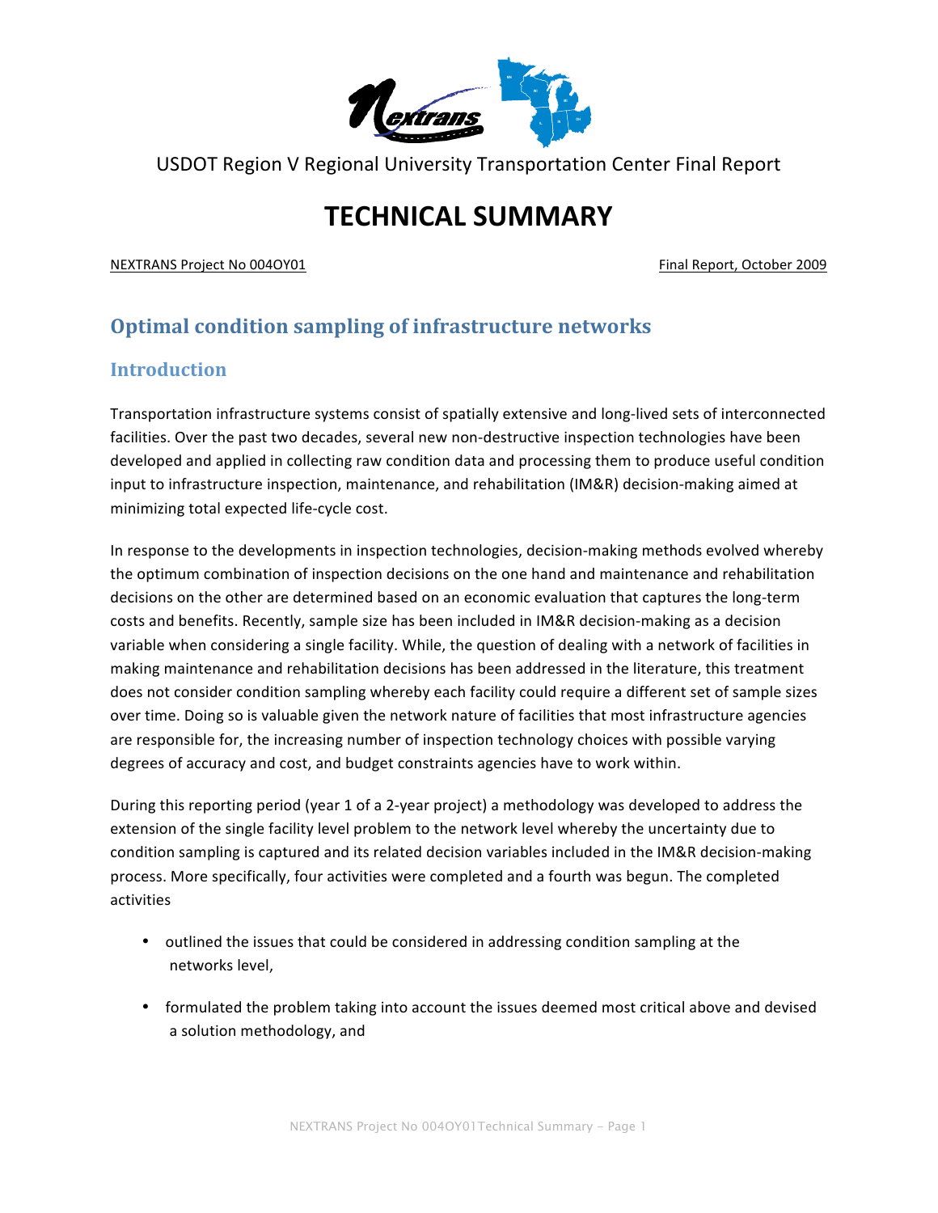USDOT Region V Regional University Transportation Center Final Report

# TECHNICAL SUMMARY

NEXTRANS Project No 004OY01 Final Report, October 2009

## Optimal condition sampling of infrastructure networks

## Introduction

Transportation infrastructure systems consist of spatially extensive and long-lived sets of interconnected facilities. Over the past two decades, several new non-destructive inspection technologies have been developed and applied in collecting raw condition data and processing them to produce useful condition input to infrastructure inspection, maintenance, and rehabilitation (IM&R) decision-making aimed at minimizing total expected life-cycle cost.

In response to the developments in inspection technologies, decision-making methods evolved whereby the optimum combination of inspection decisions on the one hand and maintenance and rehabilitation decisions on the other are determined based on an economic evaluation that captures the long-term costs and benefits. Recently, sample size has been included in IM&R decision-making as a decision variable when considering a single facility. While, the question of dealing with a network of facilities in making maintenance and rehabilitation decisions has been addressed in the literature, this treatment does not consider condition sampling whereby each facility could require a different set of sample sizes over time. Doing so is valuable given the network nature of facilities that most infrastructure agencies are responsible for, the increasing number of inspection technology choices with possible varying degrees of accuracy and cost, and budget constraints agencies have to work within.

During this reporting period (year 1 of a 2-year project) a methodology was developed to address the extension of the single facility level problem to the network level whereby the uncertainty due to condition sampling is captured and its related decision variables included in the IM&R decision-making process. More specifically, four activities were completed and a fourth was begun. The completed activities

- outlined the issues that could be considered in addressing condition sampling at the networks level,
- formulated the problem taking into account the issues deemed most critical above and devised a solution methodology, and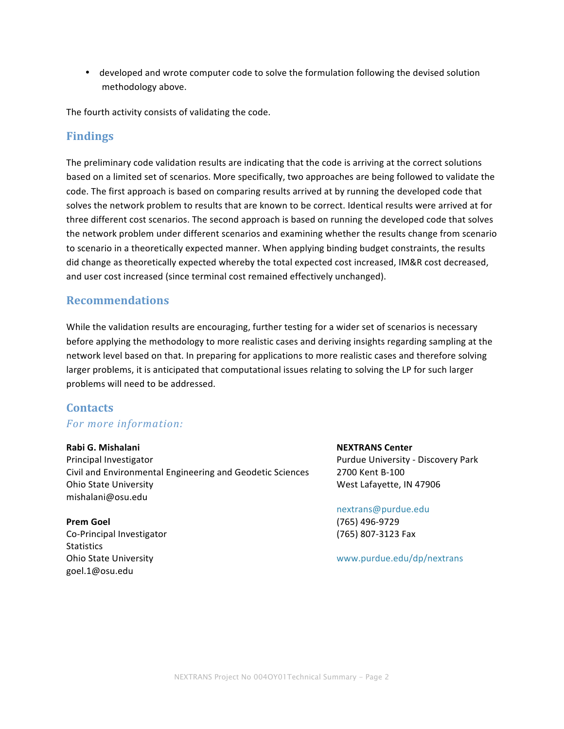- developed and wrote computer code to solve the formulation following the devised solution methodology above.

The fourth activity consists of validating the code.

## Findings

The preliminary code validation results are indicating that the code is arriving at the correct solutions based on a limited set of scenarios. More specifically, two approaches are being followed to validate the code. The first approach is based on comparing results arrived at by running the developed code that solves the network problem to results that are known to be correct. Identical results were arrived at for three different cost scenarios. The second approach is based on running the developed code that solves the network problem under different scenarios and examining whether the results change from scenario to scenario in a theoretically expected manner. When applying binding budget constraints, the results did change as theoretically expected whereby the total expected cost increased, IM&R cost decreased, and user cost increased (since terminal cost remained effectively unchanged).

## Recommendations

While the validation results are encouraging, further testing for a wider set of scenarios is necessary before applying the methodology to more realistic cases and deriving insights regarding sampling at the network level based on that. In preparing for applications to more realistic cases and therefore solving larger problems, it is anticipated that computational issues relating to solving the LP for such larger problems will need to be addressed.

## Contacts

*For more information:*

**Rabi G. Mishalani**
Principal Investigator
Civil and Environmental Engineering and Geodetic Sciences
Ohio State University
mishalani@osu.edu

**Prem Goel**
Co-Principal Investigator
Statistics
Ohio State University
goel.1@osu.edu

**NEXTRANS Center**
Purdue University - Discovery Park
2700 Kent B-100
West Lafayette, IN 47906

nextrans@purdue.edu
(765) 496-9729
(765) 807-3123 Fax

www.purdue.edu/dp/nextrans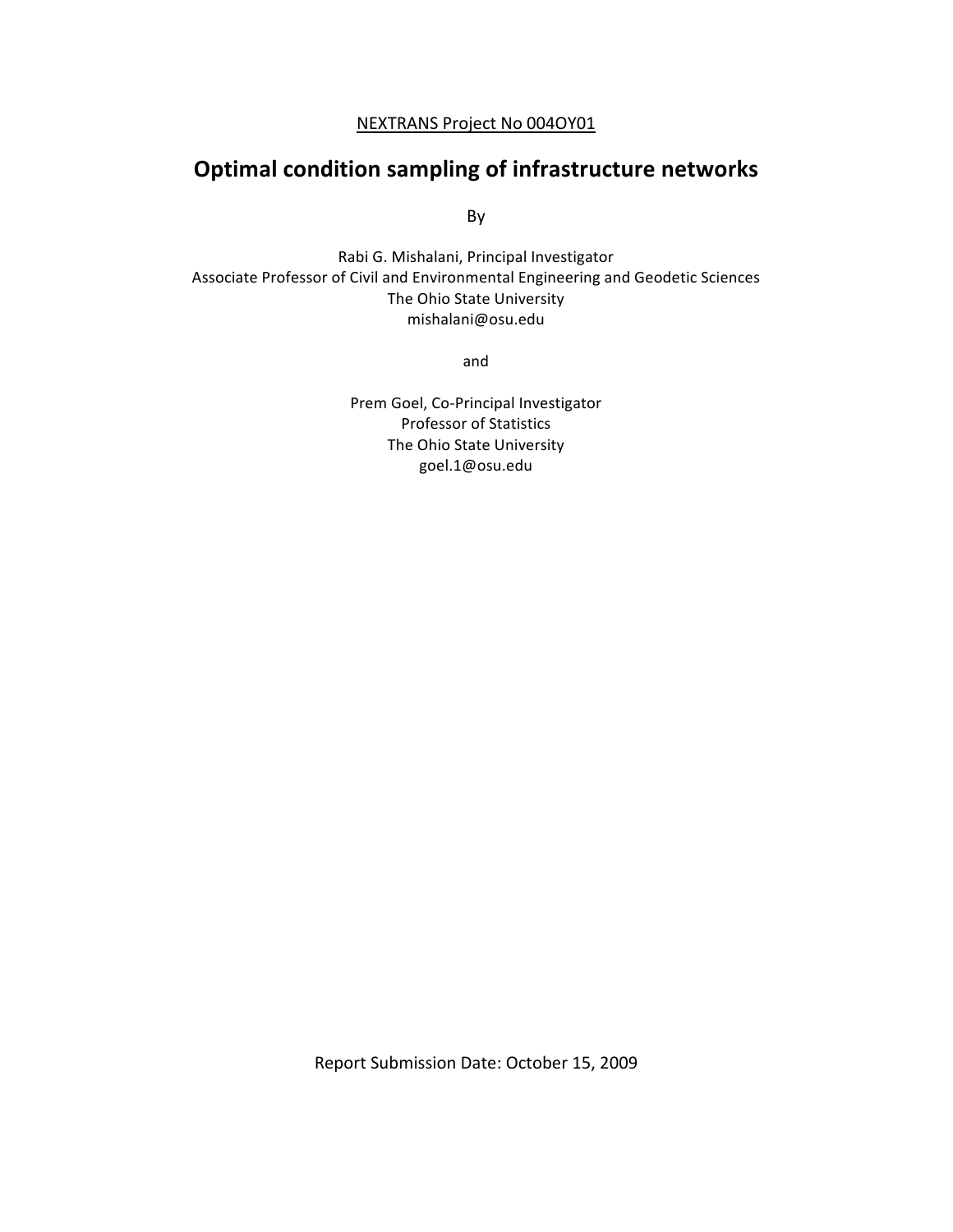NEXTRANS Project No 004OY01

# Optimal condition sampling of infrastructure networks

By

Rabi G. Mishalani, Principal Investigator
Associate Professor of Civil and Environmental Engineering and Geodetic Sciences
The Ohio State University
mishalani@osu.edu

and

Prem Goel, Co-Principal Investigator
Professor of Statistics
The Ohio State University
goel.1@osu.edu

Report Submission Date: October 15, 2009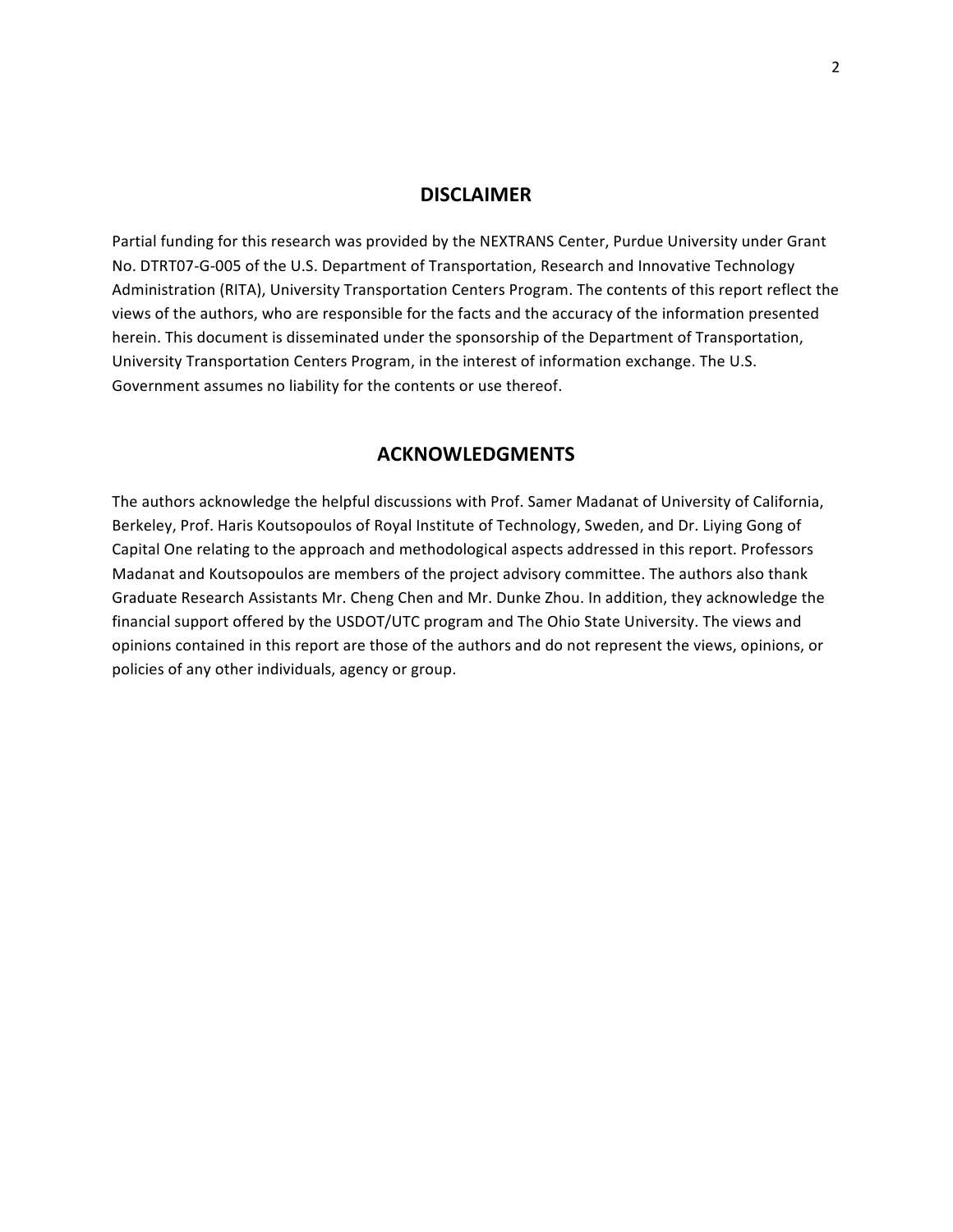## DISCLAIMER

Partial funding for this research was provided by the NEXTRANS Center, Purdue University under Grant No. DTRT07-G-005 of the U.S. Department of Transportation, Research and Innovative Technology Administration (RITA), University Transportation Centers Program. The contents of this report reflect the views of the authors, who are responsible for the facts and the accuracy of the information presented herein. This document is disseminated under the sponsorship of the Department of Transportation, University Transportation Centers Program, in the interest of information exchange. The U.S. Government assumes no liability for the contents or use thereof.

## ACKNOWLEDGMENTS

The authors acknowledge the helpful discussions with Prof. Samer Madanat of University of California, Berkeley, Prof. Haris Koutsopoulos of Royal Institute of Technology, Sweden, and Dr. Liying Gong of Capital One relating to the approach and methodological aspects addressed in this report. Professors Madanat and Koutsopoulos are members of the project advisory committee. The authors also thank Graduate Research Assistants Mr. Cheng Chen and Mr. Dunke Zhou. In addition, they acknowledge the financial support offered by the USDOT/UTC program and The Ohio State University. The views and opinions contained in this report are those of the authors and do not represent the views, opinions, or policies of any other individuals, agency or group.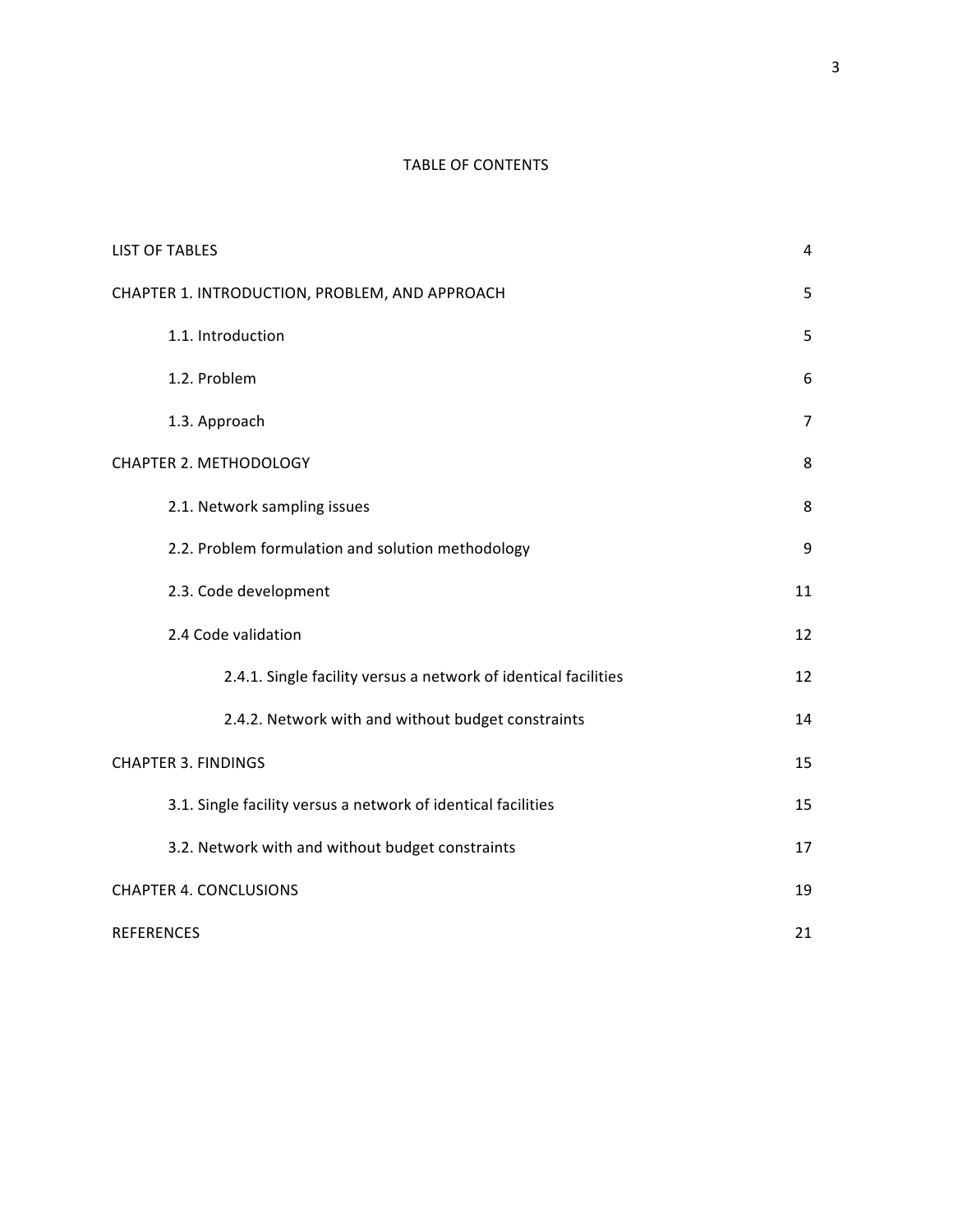# TABLE OF CONTENTS

| | |
|---|---|
| LIST OF TABLES | 4 |
| CHAPTER 1. INTRODUCTION, PROBLEM, AND APPROACH | 5 |
| 1.1. Introduction | 5 |
| 1.2. Problem | 6 |
| 1.3. Approach | 7 |
| CHAPTER 2. METHODOLOGY | 8 |
| 2.1. Network sampling issues | 8 |
| 2.2. Problem formulation and solution methodology | 9 |
| 2.3. Code development | 11 |
| 2.4 Code validation | 12 |
| 2.4.1. Single facility versus a network of identical facilities | 12 |
| 2.4.2. Network with and without budget constraints | 14 |
| CHAPTER 3. FINDINGS | 15 |
| 3.1. Single facility versus a network of identical facilities | 15 |
| 3.2. Network with and without budget constraints | 17 |
| CHAPTER 4. CONCLUSIONS | 19 |
| REFERENCES | 21 |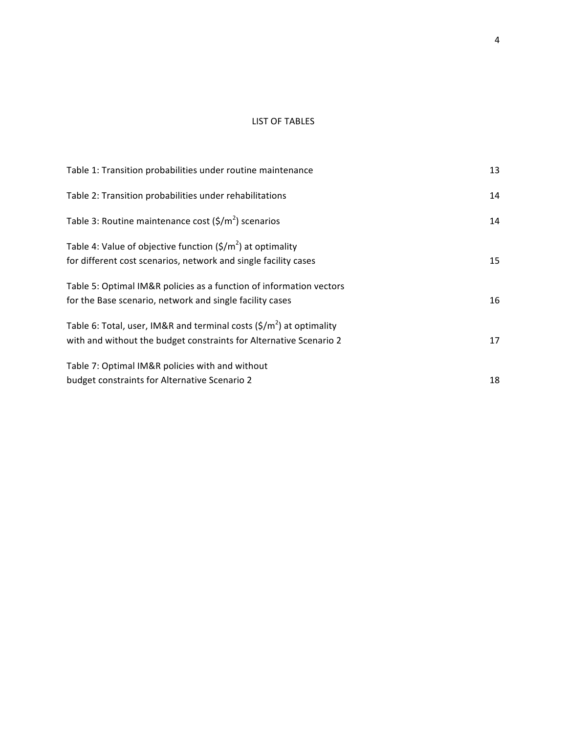# LIST OF TABLES

| | |
|---|---|
| Table 1: Transition probabilities under routine maintenance | 13 |
| Table 2: Transition probabilities under rehabilitations | 14 |
| Table 3: Routine maintenance cost ($/m$^2$) scenarios | 14 |
| Table 4: Value of objective function ($/m$^2$) at optimality for different cost scenarios, network and single facility cases | 15 |
| Table 5: Optimal IM&R policies as a function of information vectors for the Base scenario, network and single facility cases | 16 |
| Table 6: Total, user, IM&R and terminal costs ($/m$^2$) at optimality with and without the budget constraints for Alternative Scenario 2 | 17 |
| Table 7: Optimal IM&R policies with and without budget constraints for Alternative Scenario 2 | 18 |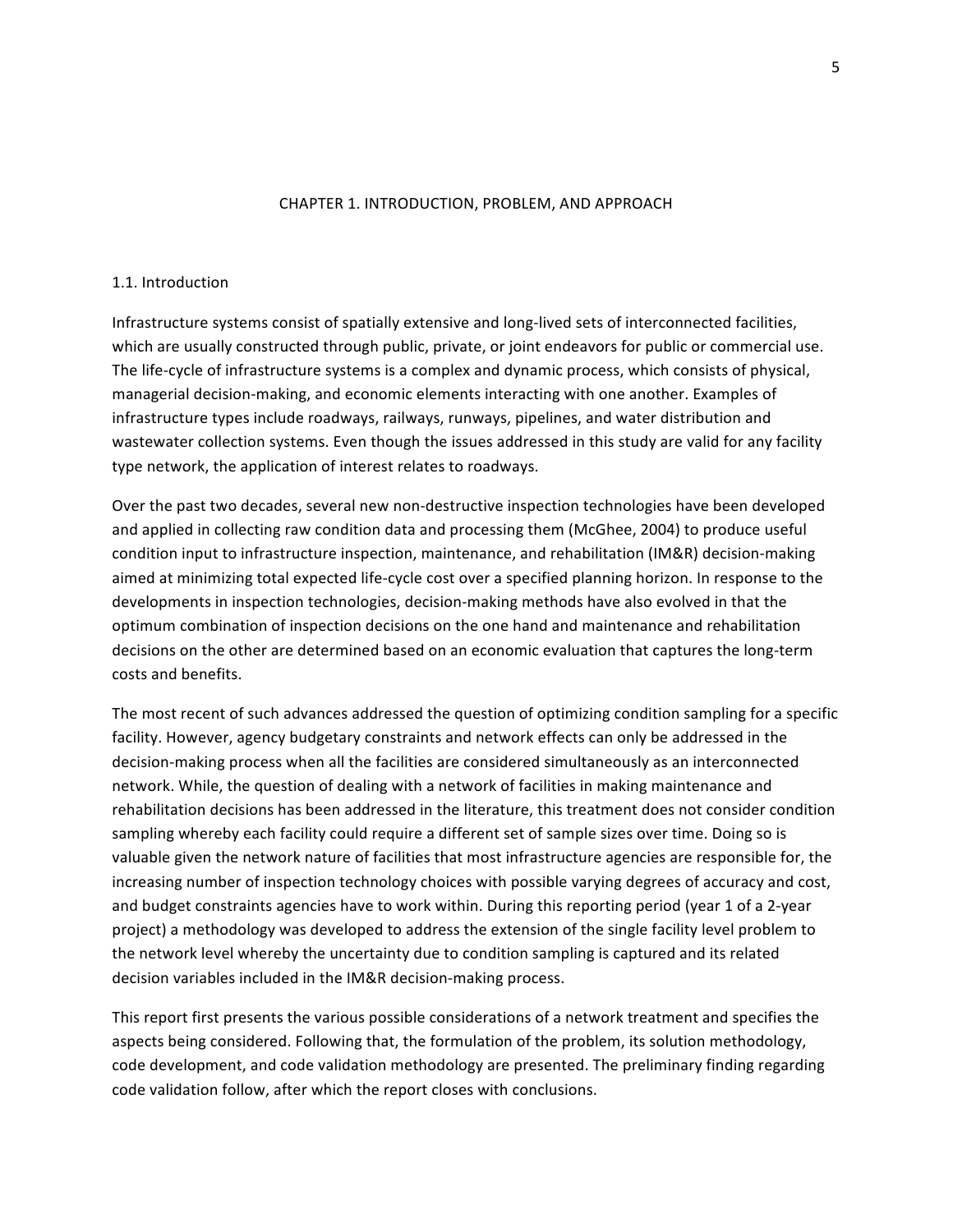# CHAPTER 1. INTRODUCTION, PROBLEM, AND APPROACH

## 1.1. Introduction

Infrastructure systems consist of spatially extensive and long-lived sets of interconnected facilities, which are usually constructed through public, private, or joint endeavors for public or commercial use. The life-cycle of infrastructure systems is a complex and dynamic process, which consists of physical, managerial decision-making, and economic elements interacting with one another. Examples of infrastructure types include roadways, railways, runways, pipelines, and water distribution and wastewater collection systems. Even though the issues addressed in this study are valid for any facility type network, the application of interest relates to roadways.

Over the past two decades, several new non-destructive inspection technologies have been developed and applied in collecting raw condition data and processing them (McGhee, 2004) to produce useful condition input to infrastructure inspection, maintenance, and rehabilitation (IM&R) decision-making aimed at minimizing total expected life-cycle cost over a specified planning horizon. In response to the developments in inspection technologies, decision-making methods have also evolved in that the optimum combination of inspection decisions on the one hand and maintenance and rehabilitation decisions on the other are determined based on an economic evaluation that captures the long-term costs and benefits.

The most recent of such advances addressed the question of optimizing condition sampling for a specific facility. However, agency budgetary constraints and network effects can only be addressed in the decision-making process when all the facilities are considered simultaneously as an interconnected network. While, the question of dealing with a network of facilities in making maintenance and rehabilitation decisions has been addressed in the literature, this treatment does not consider condition sampling whereby each facility could require a different set of sample sizes over time. Doing so is valuable given the network nature of facilities that most infrastructure agencies are responsible for, the increasing number of inspection technology choices with possible varying degrees of accuracy and cost, and budget constraints agencies have to work within. During this reporting period (year 1 of a 2-year project) a methodology was developed to address the extension of the single facility level problem to the network level whereby the uncertainty due to condition sampling is captured and its related decision variables included in the IM&R decision-making process.

This report first presents the various possible considerations of a network treatment and specifies the aspects being considered. Following that, the formulation of the problem, its solution methodology, code development, and code validation methodology are presented. The preliminary finding regarding code validation follow, after which the report closes with conclusions.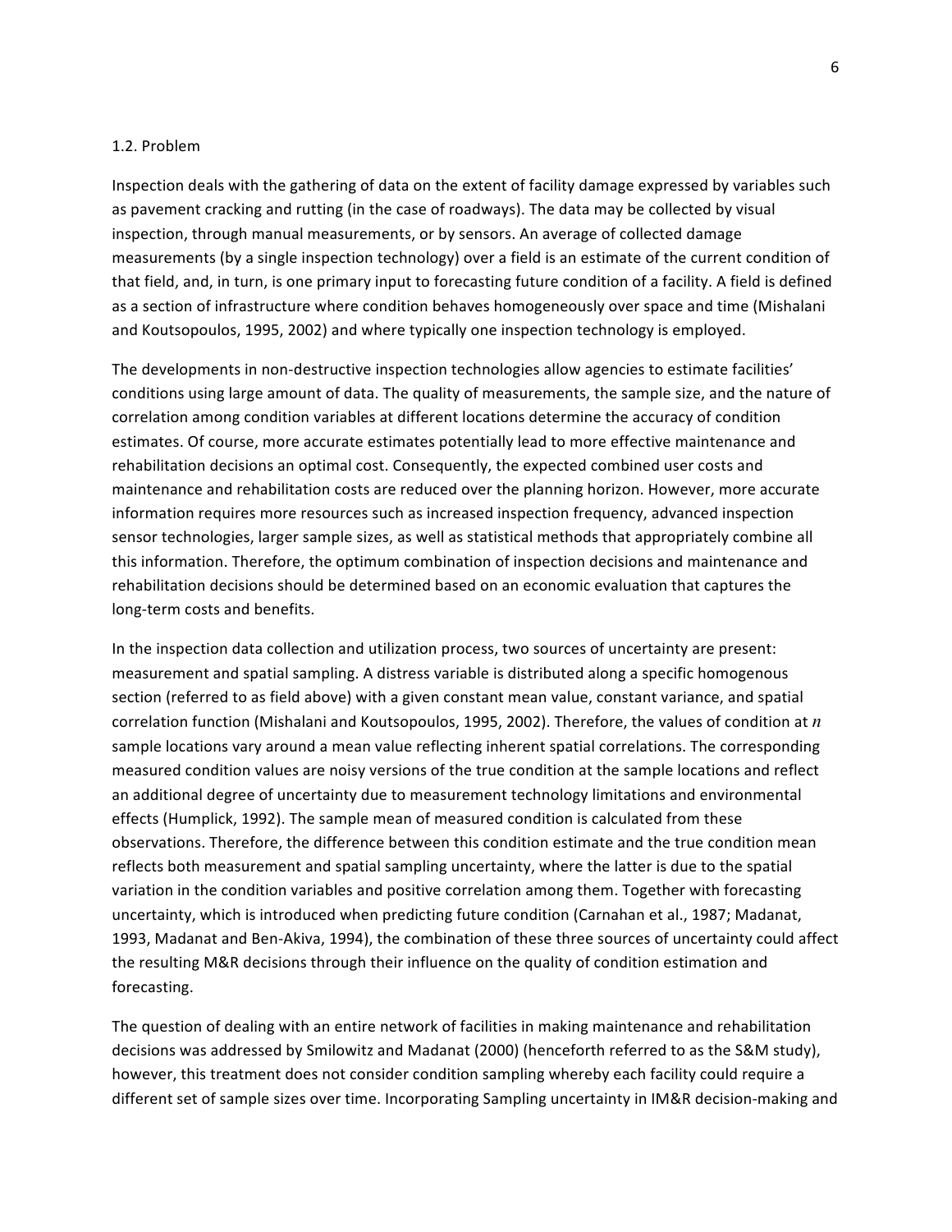## 1.2. Problem

Inspection deals with the gathering of data on the extent of facility damage expressed by variables such as pavement cracking and rutting (in the case of roadways). The data may be collected by visual inspection, through manual measurements, or by sensors. An average of collected damage measurements (by a single inspection technology) over a field is an estimate of the current condition of that field, and, in turn, is one primary input to forecasting future condition of a facility. A field is defined as a section of infrastructure where condition behaves homogeneously over space and time (Mishalani and Koutsopoulos, 1995, 2002) and where typically one inspection technology is employed.

The developments in non-destructive inspection technologies allow agencies to estimate facilities' conditions using large amount of data. The quality of measurements, the sample size, and the nature of correlation among condition variables at different locations determine the accuracy of condition estimates. Of course, more accurate estimates potentially lead to more effective maintenance and rehabilitation decisions an optimal cost. Consequently, the expected combined user costs and maintenance and rehabilitation costs are reduced over the planning horizon. However, more accurate information requires more resources such as increased inspection frequency, advanced inspection sensor technologies, larger sample sizes, as well as statistical methods that appropriately combine all this information. Therefore, the optimum combination of inspection decisions and maintenance and rehabilitation decisions should be determined based on an economic evaluation that captures the long-term costs and benefits.

In the inspection data collection and utilization process, two sources of uncertainty are present: measurement and spatial sampling. A distress variable is distributed along a specific homogenous section (referred to as field above) with a given constant mean value, constant variance, and spatial correlation function (Mishalani and Koutsopoulos, 1995, 2002). Therefore, the values of condition at $n$ sample locations vary around a mean value reflecting inherent spatial correlations. The corresponding measured condition values are noisy versions of the true condition at the sample locations and reflect an additional degree of uncertainty due to measurement technology limitations and environmental effects (Humplick, 1992). The sample mean of measured condition is calculated from these observations. Therefore, the difference between this condition estimate and the true condition mean reflects both measurement and spatial sampling uncertainty, where the latter is due to the spatial variation in the condition variables and positive correlation among them. Together with forecasting uncertainty, which is introduced when predicting future condition (Carnahan et al., 1987; Madanat, 1993, Madanat and Ben-Akiva, 1994), the combination of these three sources of uncertainty could affect the resulting M&R decisions through their influence on the quality of condition estimation and forecasting.

The question of dealing with an entire network of facilities in making maintenance and rehabilitation decisions was addressed by Smilowitz and Madanat (2000) (henceforth referred to as the S&M study), however, this treatment does not consider condition sampling whereby each facility could require a different set of sample sizes over time. Incorporating Sampling uncertainty in IM&R decision-making and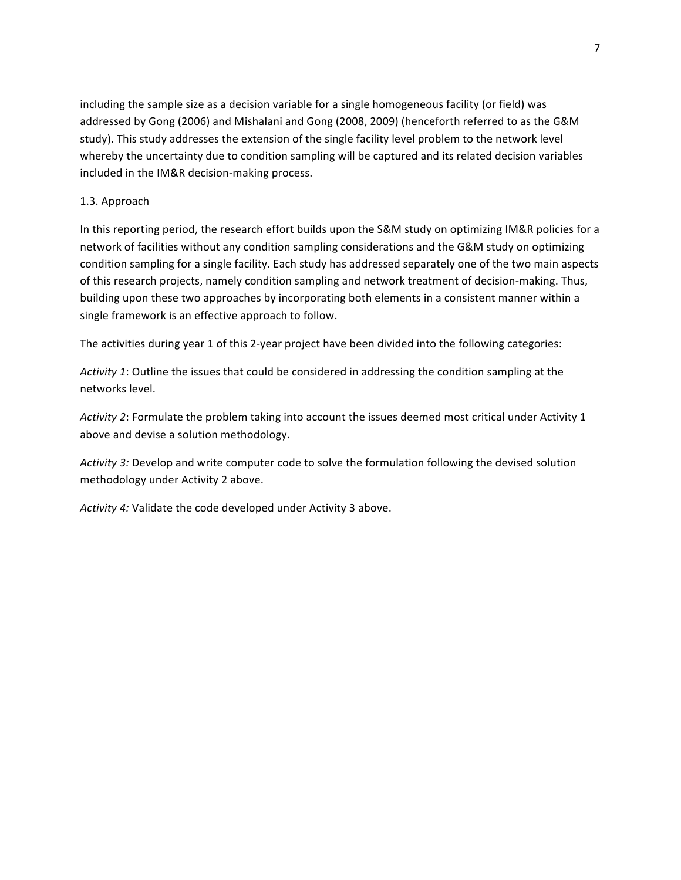including the sample size as a decision variable for a single homogeneous facility (or field) was addressed by Gong (2006) and Mishalani and Gong (2008, 2009) (henceforth referred to as the G&M study). This study addresses the extension of the single facility level problem to the network level whereby the uncertainty due to condition sampling will be captured and its related decision variables included in the IM&R decision-making process.

### 1.3. Approach

In this reporting period, the research effort builds upon the S&M study on optimizing IM&R policies for a network of facilities without any condition sampling considerations and the G&M study on optimizing condition sampling for a single facility. Each study has addressed separately one of the two main aspects of this research projects, namely condition sampling and network treatment of decision-making. Thus, building upon these two approaches by incorporating both elements in a consistent manner within a single framework is an effective approach to follow.

The activities during year 1 of this 2-year project have been divided into the following categories:

*Activity 1*: Outline the issues that could be considered in addressing the condition sampling at the networks level.

*Activity 2*: Formulate the problem taking into account the issues deemed most critical under Activity 1 above and devise a solution methodology.

*Activity 3:* Develop and write computer code to solve the formulation following the devised solution methodology under Activity 2 above.

*Activity 4:* Validate the code developed under Activity 3 above.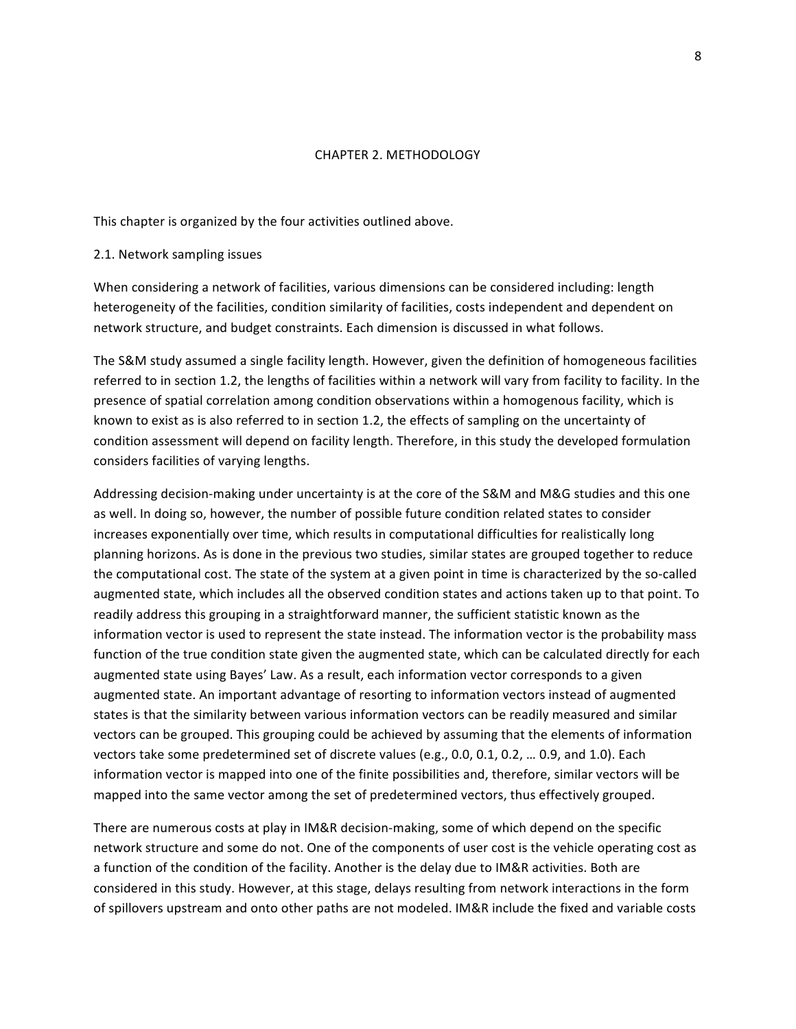# CHAPTER 2. METHODOLOGY

This chapter is organized by the four activities outlined above.

## 2.1. Network sampling issues

When considering a network of facilities, various dimensions can be considered including: length heterogeneity of the facilities, condition similarity of facilities, costs independent and dependent on network structure, and budget constraints. Each dimension is discussed in what follows.

The S&M study assumed a single facility length. However, given the definition of homogeneous facilities referred to in section 1.2, the lengths of facilities within a network will vary from facility to facility. In the presence of spatial correlation among condition observations within a homogenous facility, which is known to exist as is also referred to in section 1.2, the effects of sampling on the uncertainty of condition assessment will depend on facility length. Therefore, in this study the developed formulation considers facilities of varying lengths.

Addressing decision-making under uncertainty is at the core of the S&M and M&G studies and this one as well. In doing so, however, the number of possible future condition related states to consider increases exponentially over time, which results in computational difficulties for realistically long planning horizons. As is done in the previous two studies, similar states are grouped together to reduce the computational cost. The state of the system at a given point in time is characterized by the so-called augmented state, which includes all the observed condition states and actions taken up to that point. To readily address this grouping in a straightforward manner, the sufficient statistic known as the information vector is used to represent the state instead. The information vector is the probability mass function of the true condition state given the augmented state, which can be calculated directly for each augmented state using Bayes' Law. As a result, each information vector corresponds to a given augmented state. An important advantage of resorting to information vectors instead of augmented states is that the similarity between various information vectors can be readily measured and similar vectors can be grouped. This grouping could be achieved by assuming that the elements of information vectors take some predetermined set of discrete values (e.g., 0.0, 0.1, 0.2, … 0.9, and 1.0). Each information vector is mapped into one of the finite possibilities and, therefore, similar vectors will be mapped into the same vector among the set of predetermined vectors, thus effectively grouped.

There are numerous costs at play in IM&R decision-making, some of which depend on the specific network structure and some do not. One of the components of user cost is the vehicle operating cost as a function of the condition of the facility. Another is the delay due to IM&R activities. Both are considered in this study. However, at this stage, delays resulting from network interactions in the form of spillovers upstream and onto other paths are not modeled. IM&R include the fixed and variable costs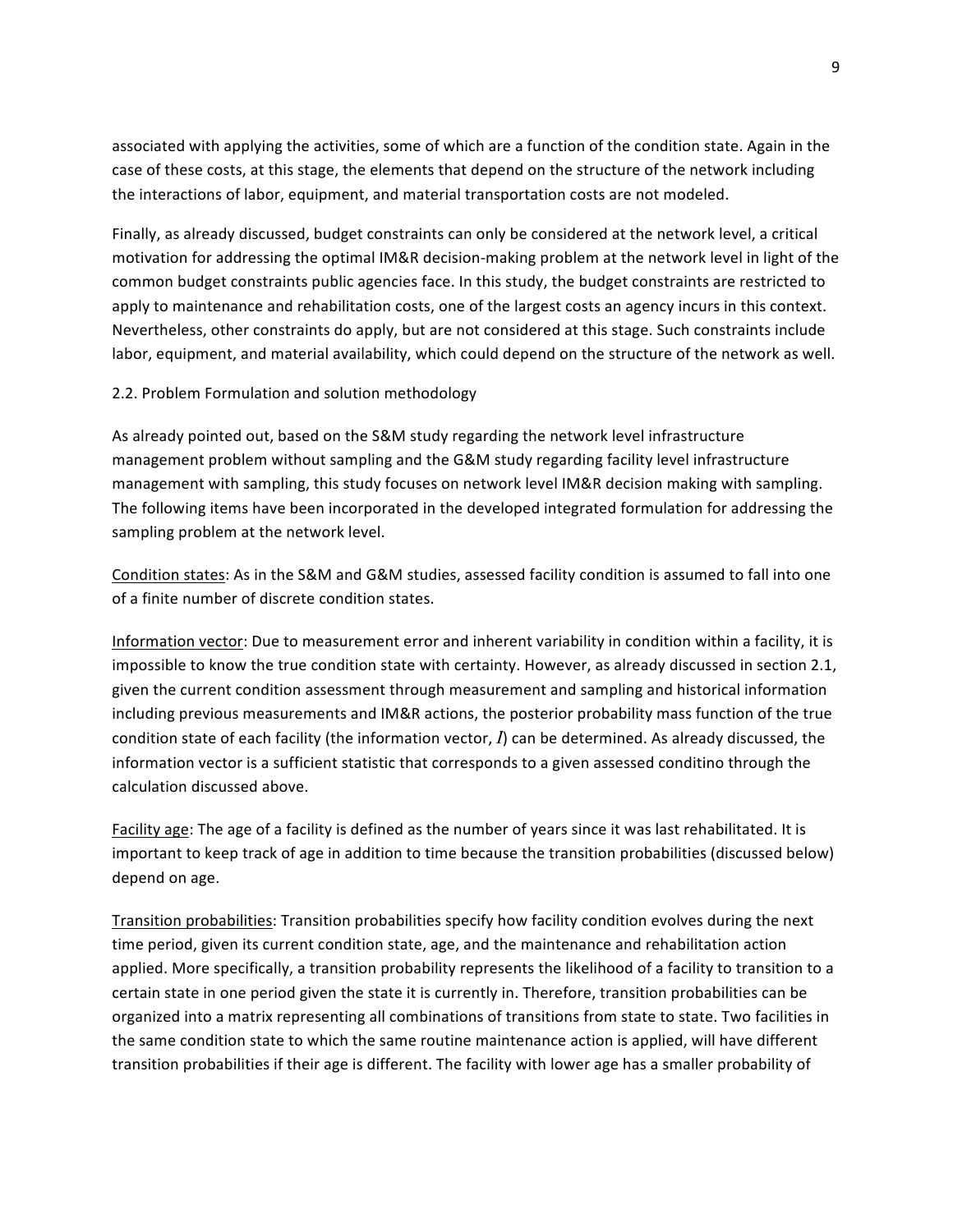associated with applying the activities, some of which are a function of the condition state. Again in the case of these costs, at this stage, the elements that depend on the structure of the network including the interactions of labor, equipment, and material transportation costs are not modeled.

Finally, as already discussed, budget constraints can only be considered at the network level, a critical motivation for addressing the optimal IM&R decision-making problem at the network level in light of the common budget constraints public agencies face. In this study, the budget constraints are restricted to apply to maintenance and rehabilitation costs, one of the largest costs an agency incurs in this context. Nevertheless, other constraints do apply, but are not considered at this stage. Such constraints include labor, equipment, and material availability, which could depend on the structure of the network as well.

## 2.2. Problem Formulation and solution methodology

As already pointed out, based on the S&M study regarding the network level infrastructure management problem without sampling and the G&M study regarding facility level infrastructure management with sampling, this study focuses on network level IM&R decision making with sampling. The following items have been incorporated in the developed integrated formulation for addressing the sampling problem at the network level.

Condition states: As in the S&M and G&M studies, assessed facility condition is assumed to fall into one of a finite number of discrete condition states.

Information vector: Due to measurement error and inherent variability in condition within a facility, it is impossible to know the true condition state with certainty. However, as already discussed in section 2.1, given the current condition assessment through measurement and sampling and historical information including previous measurements and IM&R actions, the posterior probability mass function of the true condition state of each facility (the information vector, $I$) can be determined. As already discussed, the information vector is a sufficient statistic that corresponds to a given assessed conditino through the calculation discussed above.

Facility age: The age of a facility is defined as the number of years since it was last rehabilitated. It is important to keep track of age in addition to time because the transition probabilities (discussed below) depend on age.

Transition probabilities: Transition probabilities specify how facility condition evolves during the next time period, given its current condition state, age, and the maintenance and rehabilitation action applied. More specifically, a transition probability represents the likelihood of a facility to transition to a certain state in one period given the state it is currently in. Therefore, transition probabilities can be organized into a matrix representing all combinations of transitions from state to state. Two facilities in the same condition state to which the same routine maintenance action is applied, will have different transition probabilities if their age is different. The facility with lower age has a smaller probability of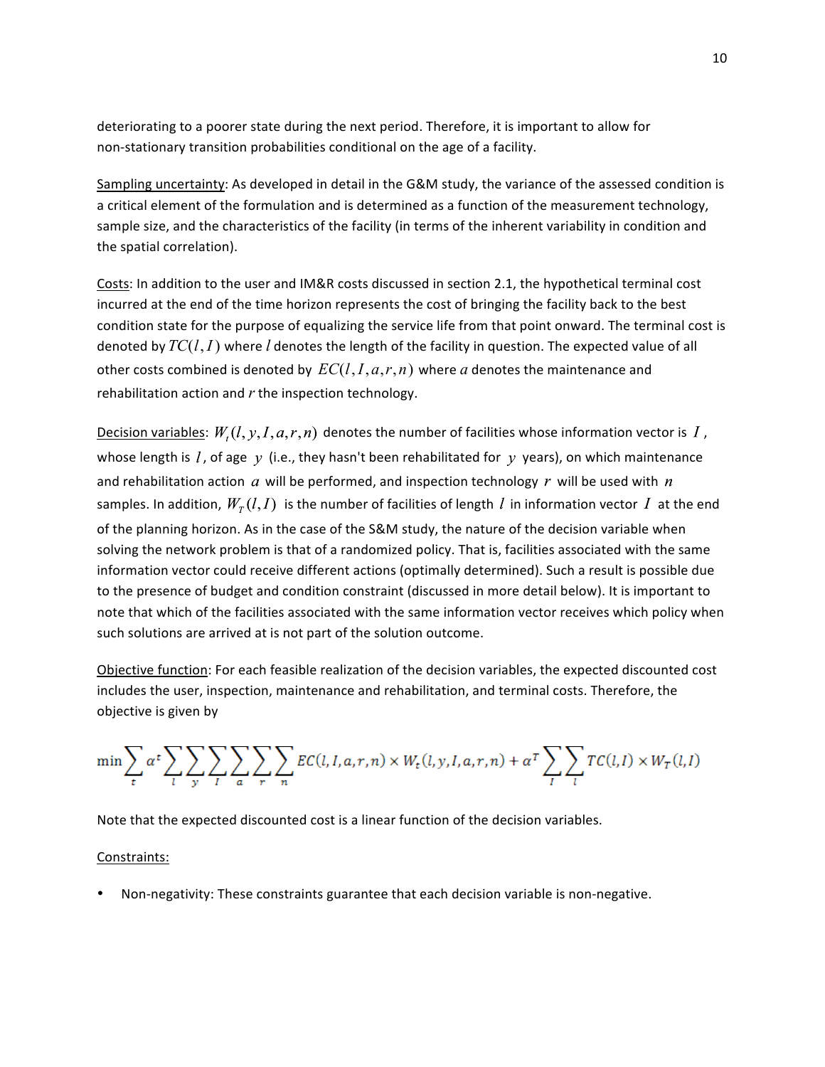deteriorating to a poorer state during the next period. Therefore, it is important to allow for non-stationary transition probabilities conditional on the age of a facility.

Sampling uncertainty: As developed in detail in the G&M study, the variance of the assessed condition is a critical element of the formulation and is determined as a function of the measurement technology, sample size, and the characteristics of the facility (in terms of the inherent variability in condition and the spatial correlation).

Costs: In addition to the user and IM&R costs discussed in section 2.1, the hypothetical terminal cost incurred at the end of the time horizon represents the cost of bringing the facility back to the best condition state for the purpose of equalizing the service life from that point onward. The terminal cost is denoted by $TC(l, I)$ where $l$ denotes the length of the facility in question. The expected value of all other costs combined is denoted by $EC(l, I, a, r, n)$ where $a$ denotes the maintenance and rehabilitation action and $r$ the inspection technology.

Decision variables: $W_t(l, y, I, a, r, n)$ denotes the number of facilities whose information vector is $I$, whose length is $l$, of age $y$ (i.e., they hasn't been rehabilitated for $y$ years), on which maintenance and rehabilitation action $a$ will be performed, and inspection technology $r$ will be used with $n$ samples. In addition, $W_T(l, I)$ is the number of facilities of length $l$ in information vector $I$ at the end of the planning horizon. As in the case of the S&M study, the nature of the decision variable when solving the network problem is that of a randomized policy. That is, facilities associated with the same information vector could receive different actions (optimally determined). Such a result is possible due to the presence of budget and condition constraint (discussed in more detail below). It is important to note that which of the facilities associated with the same information vector receives which policy when such solutions are arrived at is not part of the solution outcome.

Objective function: For each feasible realization of the decision variables, the expected discounted cost includes the user, inspection, maintenance and rehabilitation, and terminal costs. Therefore, the objective is given by

$$\min \sum_t \alpha^t \sum_l \sum_y \sum_I \sum_a \sum_r \sum_n EC(l, I, a, r, n) \times W_t(l, y, I, a, r, n) + \alpha^T \sum_I \sum_l TC(l, I) \times W_T(l, I)$$

Note that the expected discounted cost is a linear function of the decision variables.

Constraints:

- Non-negativity: These constraints guarantee that each decision variable is non-negative.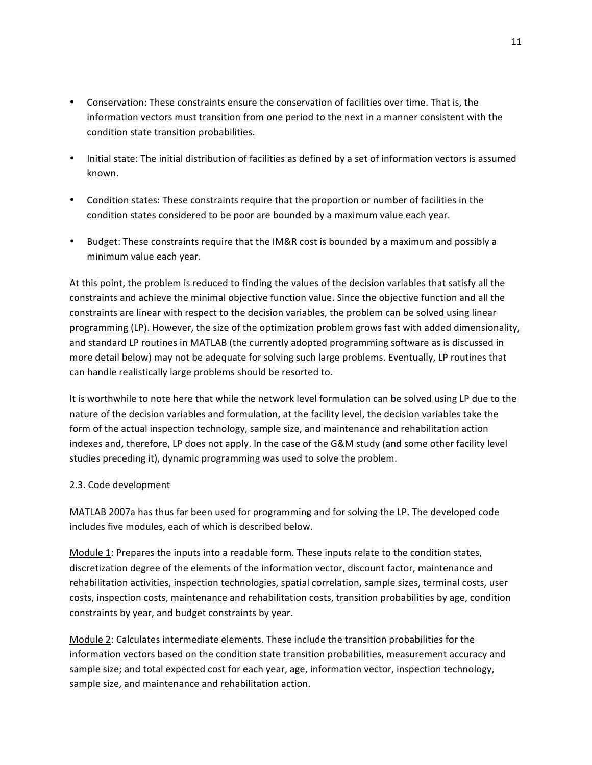- Conservation: These constraints ensure the conservation of facilities over time. That is, the information vectors must transition from one period to the next in a manner consistent with the condition state transition probabilities.

- Initial state: The initial distribution of facilities as defined by a set of information vectors is assumed known.

- Condition states: These constraints require that the proportion or number of facilities in the condition states considered to be poor are bounded by a maximum value each year.

- Budget: These constraints require that the IM&R cost is bounded by a maximum and possibly a minimum value each year.

At this point, the problem is reduced to finding the values of the decision variables that satisfy all the constraints and achieve the minimal objective function value. Since the objective function and all the constraints are linear with respect to the decision variables, the problem can be solved using linear programming (LP). However, the size of the optimization problem grows fast with added dimensionality, and standard LP routines in MATLAB (the currently adopted programming software as is discussed in more detail below) may not be adequate for solving such large problems. Eventually, LP routines that can handle realistically large problems should be resorted to.

It is worthwhile to note here that while the network level formulation can be solved using LP due to the nature of the decision variables and formulation, at the facility level, the decision variables take the form of the actual inspection technology, sample size, and maintenance and rehabilitation action indexes and, therefore, LP does not apply. In the case of the G&M study (and some other facility level studies preceding it), dynamic programming was used to solve the problem.

## 2.3. Code development

MATLAB 2007a has thus far been used for programming and for solving the LP. The developed code includes five modules, each of which is described below.

Module 1: Prepares the inputs into a readable form. These inputs relate to the condition states, discretization degree of the elements of the information vector, discount factor, maintenance and rehabilitation activities, inspection technologies, spatial correlation, sample sizes, terminal costs, user costs, inspection costs, maintenance and rehabilitation costs, transition probabilities by age, condition constraints by year, and budget constraints by year.

Module 2: Calculates intermediate elements. These include the transition probabilities for the information vectors based on the condition state transition probabilities, measurement accuracy and sample size; and total expected cost for each year, age, information vector, inspection technology, sample size, and maintenance and rehabilitation action.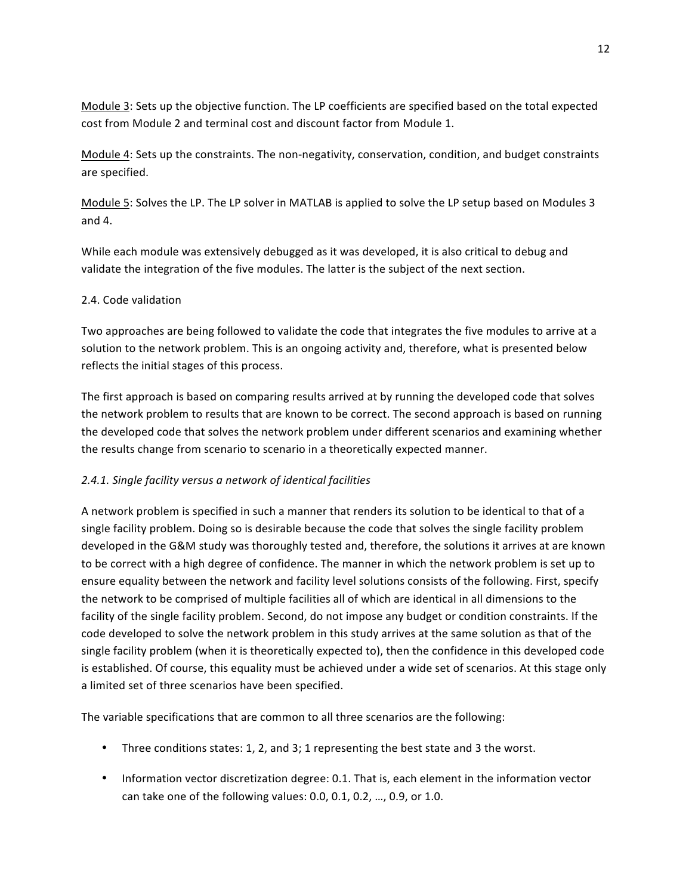<u>Module 3</u>: Sets up the objective function. The LP coefficients are specified based on the total expected cost from Module 2 and terminal cost and discount factor from Module 1.

<u>Module 4</u>: Sets up the constraints. The non-negativity, conservation, condition, and budget constraints are specified.

<u>Module 5</u>: Solves the LP. The LP solver in MATLAB is applied to solve the LP setup based on Modules 3 and 4.

While each module was extensively debugged as it was developed, it is also critical to debug and validate the integration of the five modules. The latter is the subject of the next section.

## 2.4. Code validation

Two approaches are being followed to validate the code that integrates the five modules to arrive at a solution to the network problem. This is an ongoing activity and, therefore, what is presented below reflects the initial stages of this process.

The first approach is based on comparing results arrived at by running the developed code that solves the network problem to results that are known to be correct. The second approach is based on running the developed code that solves the network problem under different scenarios and examining whether the results change from scenario to scenario in a theoretically expected manner.

### *2.4.1. Single facility versus a network of identical facilities*

A network problem is specified in such a manner that renders its solution to be identical to that of a single facility problem. Doing so is desirable because the code that solves the single facility problem developed in the G&M study was thoroughly tested and, therefore, the solutions it arrives at are known to be correct with a high degree of confidence. The manner in which the network problem is set up to ensure equality between the network and facility level solutions consists of the following. First, specify the network to be comprised of multiple facilities all of which are identical in all dimensions to the facility of the single facility problem. Second, do not impose any budget or condition constraints. If the code developed to solve the network problem in this study arrives at the same solution as that of the single facility problem (when it is theoretically expected to), then the confidence in this developed code is established. Of course, this equality must be achieved under a wide set of scenarios. At this stage only a limited set of three scenarios have been specified.

The variable specifications that are common to all three scenarios are the following:

- Three conditions states: 1, 2, and 3; 1 representing the best state and 3 the worst.
- Information vector discretization degree: 0.1. That is, each element in the information vector can take one of the following values: 0.0, 0.1, 0.2, …, 0.9, or 1.0.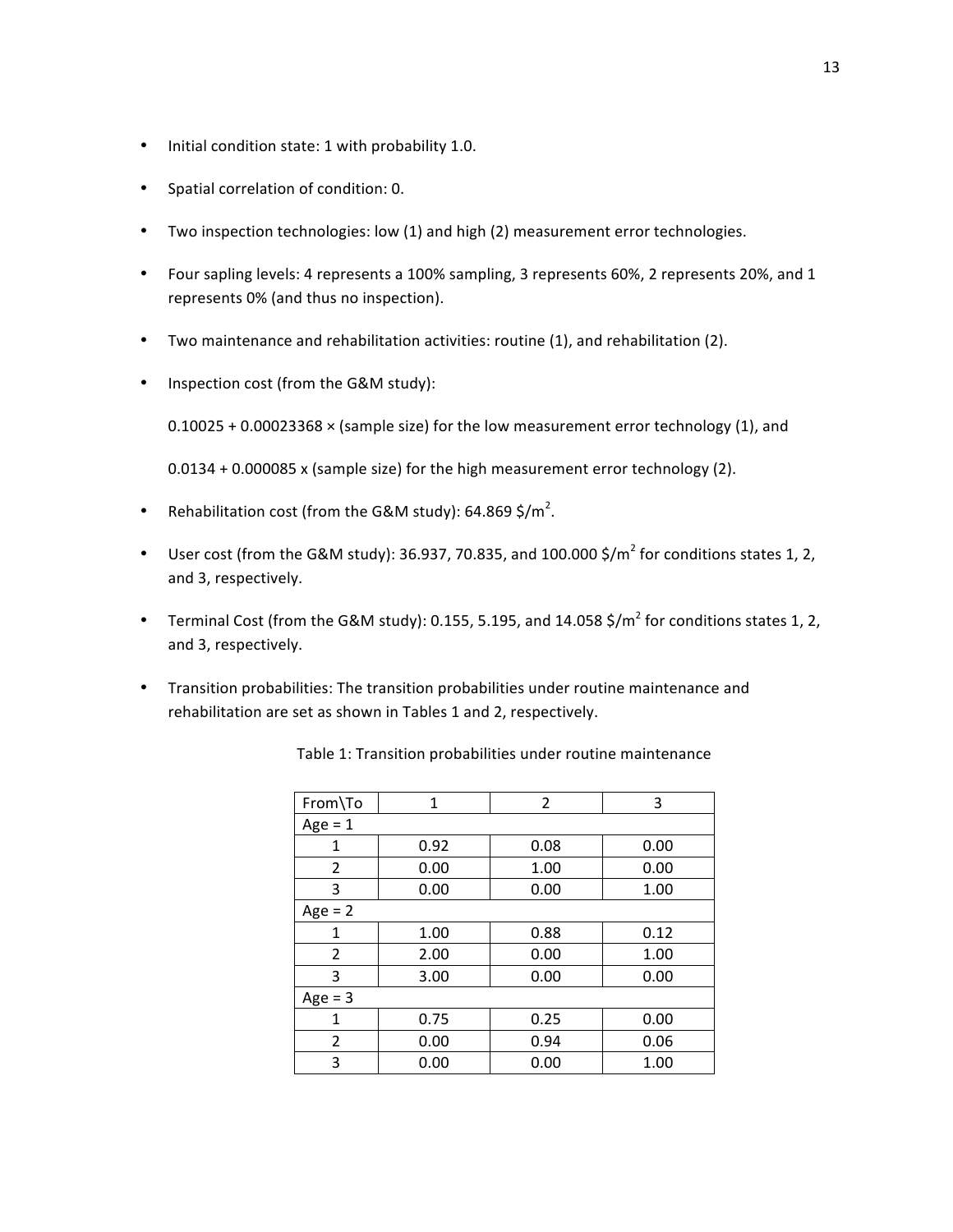- Initial condition state: 1 with probability 1.0.
- Spatial correlation of condition: 0.
- Two inspection technologies: low (1) and high (2) measurement error technologies.
- Four sapling levels: 4 represents a 100% sampling, 3 represents 60%, 2 represents 20%, and 1 represents 0% (and thus no inspection).
- Two maintenance and rehabilitation activities: routine (1), and rehabilitation (2).
- Inspection cost (from the G&M study):

  0.10025 + 0.00023368 × (sample size) for the low measurement error technology (1), and

  0.0134 + 0.000085 x (sample size) for the high measurement error technology (2).
- Rehabilitation cost (from the G&M study): 64.869 $/m$^2$.
- User cost (from the G&M study): 36.937, 70.835, and 100.000 $/m$^2$ for conditions states 1, 2, and 3, respectively.
- Terminal Cost (from the G&M study): 0.155, 5.195, and 14.058 $/m$^2$ for conditions states 1, 2, and 3, respectively.
- Transition probabilities: The transition probabilities under routine maintenance and rehabilitation are set as shown in Tables 1 and 2, respectively.

Table 1: Transition probabilities under routine maintenance

| From\To | 1 | 2 | 3 |
|---|---|---|---|
| Age = 1 | | | |
| 1 | 0.92 | 0.08 | 0.00 |
| 2 | 0.00 | 1.00 | 0.00 |
| 3 | 0.00 | 0.00 | 1.00 |
| Age = 2 | | | |
| 1 | 1.00 | 0.88 | 0.12 |
| 2 | 2.00 | 0.00 | 1.00 |
| 3 | 3.00 | 0.00 | 0.00 |
| Age = 3 | | | |
| 1 | 0.75 | 0.25 | 0.00 |
| 2 | 0.00 | 0.94 | 0.06 |
| 3 | 0.00 | 0.00 | 1.00 |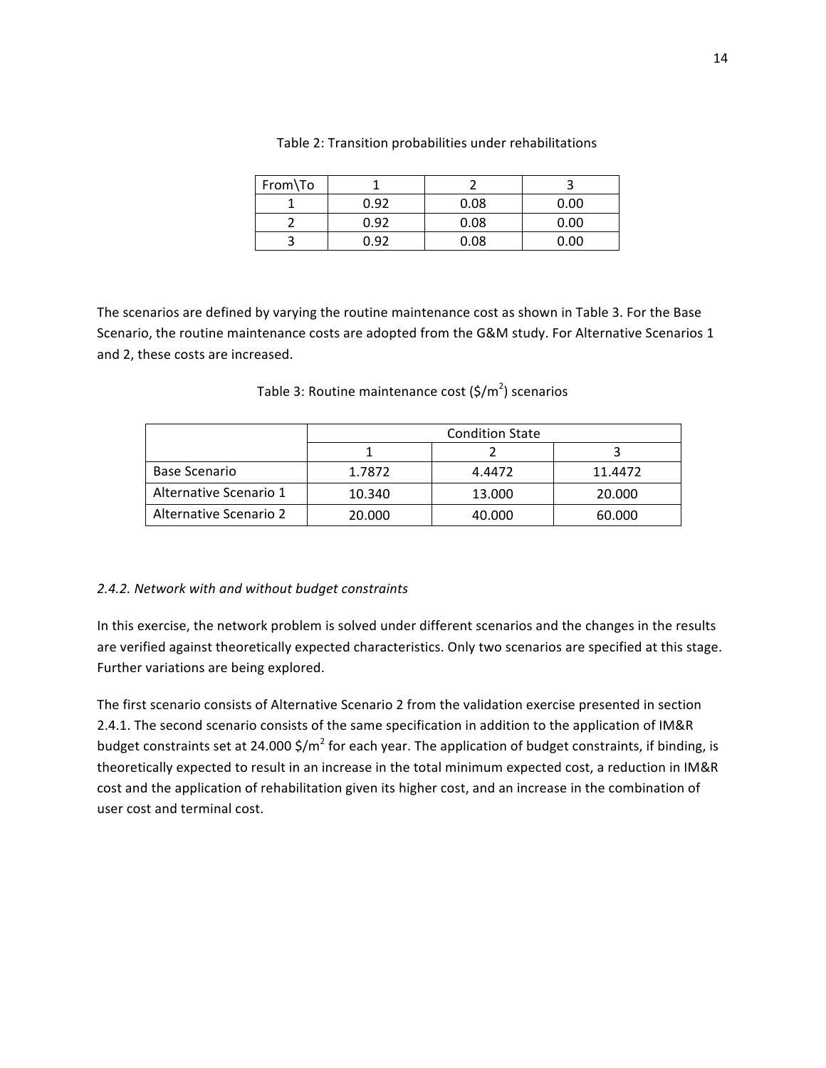Table 2: Transition probabilities under rehabilitations

| From\To | 1 | 2 | 3 |
|---|---|---|---|
| 1 | 0.92 | 0.08 | 0.00 |
| 2 | 0.92 | 0.08 | 0.00 |
| 3 | 0.92 | 0.08 | 0.00 |

The scenarios are defined by varying the routine maintenance cost as shown in Table 3. For the Base Scenario, the routine maintenance costs are adopted from the G&M study. For Alternative Scenarios 1 and 2, these costs are increased.

Table 3: Routine maintenance cost ($/m$^2$) scenarios

| | Condition State | | |
|---|---|---|---|
| | 1 | 2 | 3 |
| Base Scenario | 1.7872 | 4.4472 | 11.4472 |
| Alternative Scenario 1 | 10.340 | 13.000 | 20.000 |
| Alternative Scenario 2 | 20.000 | 40.000 | 60.000 |

*2.4.2. Network with and without budget constraints*

In this exercise, the network problem is solved under different scenarios and the changes in the results are verified against theoretically expected characteristics. Only two scenarios are specified at this stage. Further variations are being explored.

The first scenario consists of Alternative Scenario 2 from the validation exercise presented in section 2.4.1. The second scenario consists of the same specification in addition to the application of IM&R budget constraints set at 24.000 $/m$^2$ for each year. The application of budget constraints, if binding, is theoretically expected to result in an increase in the total minimum expected cost, a reduction in IM&R cost and the application of rehabilitation given its higher cost, and an increase in the combination of user cost and terminal cost.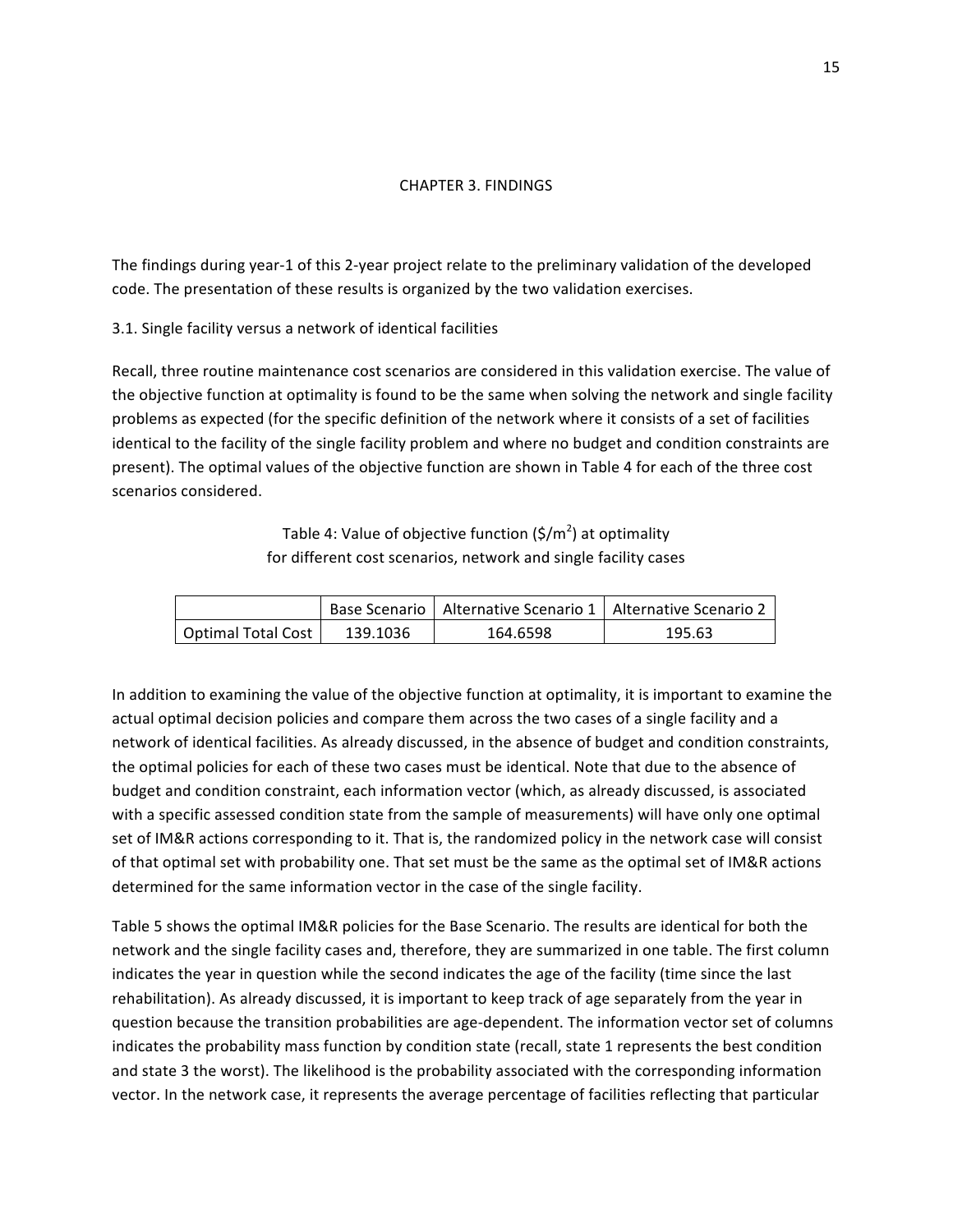# CHAPTER 3. FINDINGS

The findings during year-1 of this 2-year project relate to the preliminary validation of the developed code. The presentation of these results is organized by the two validation exercises.

## 3.1. Single facility versus a network of identical facilities

Recall, three routine maintenance cost scenarios are considered in this validation exercise. The value of the objective function at optimality is found to be the same when solving the network and single facility problems as expected (for the specific definition of the network where it consists of a set of facilities identical to the facility of the single facility problem and where no budget and condition constraints are present). The optimal values of the objective function are shown in Table 4 for each of the three cost scenarios considered.

Table 4: Value of objective function ($\$/m^2$) at optimality for different cost scenarios, network and single facility cases

| | Base Scenario | Alternative Scenario 1 | Alternative Scenario 2 |
|---|---|---|---|
| Optimal Total Cost | 139.1036 | 164.6598 | 195.63 |

In addition to examining the value of the objective function at optimality, it is important to examine the actual optimal decision policies and compare them across the two cases of a single facility and a network of identical facilities. As already discussed, in the absence of budget and condition constraints, the optimal policies for each of these two cases must be identical. Note that due to the absence of budget and condition constraint, each information vector (which, as already discussed, is associated with a specific assessed condition state from the sample of measurements) will have only one optimal set of IM&R actions corresponding to it. That is, the randomized policy in the network case will consist of that optimal set with probability one. That set must be the same as the optimal set of IM&R actions determined for the same information vector in the case of the single facility.

Table 5 shows the optimal IM&R policies for the Base Scenario. The results are identical for both the network and the single facility cases and, therefore, they are summarized in one table. The first column indicates the year in question while the second indicates the age of the facility (time since the last rehabilitation). As already discussed, it is important to keep track of age separately from the year in question because the transition probabilities are age-dependent. The information vector set of columns indicates the probability mass function by condition state (recall, state 1 represents the best condition and state 3 the worst). The likelihood is the probability associated with the corresponding information vector. In the network case, it represents the average percentage of facilities reflecting that particular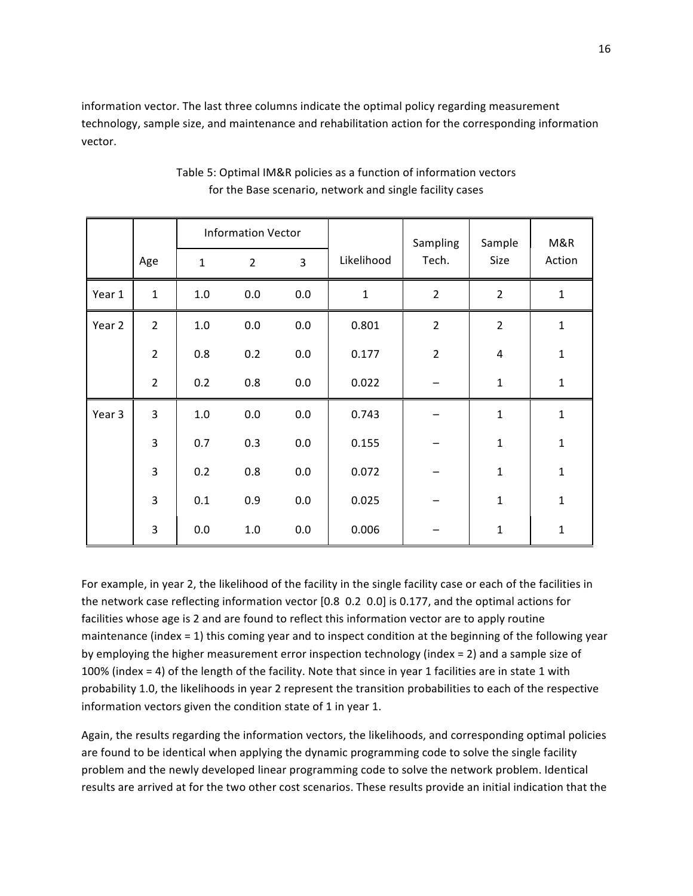information vector. The last three columns indicate the optimal policy regarding measurement technology, sample size, and maintenance and rehabilitation action for the corresponding information vector.

Table 5: Optimal IM&R policies as a function of information vectors for the Base scenario, network and single facility cases

| | | Information Vector | | | | Sampling | Sample | M&R |
|---|---|---|---|---|---|---|---|---|
| | Age | 1 | 2 | 3 | Likelihood | Tech. | Size | Action |
| Year 1 | 1 | 1.0 | 0.0 | 0.0 | 1 | 2 | 2 | 1 |
| Year 2 | 2 | 1.0 | 0.0 | 0.0 | 0.801 | 2 | 2 | 1 |
| | 2 | 0.8 | 0.2 | 0.0 | 0.177 | 2 | 4 | 1 |
| | 2 | 0.2 | 0.8 | 0.0 | 0.022 | – | 1 | 1 |
| Year 3 | 3 | 1.0 | 0.0 | 0.0 | 0.743 | – | 1 | 1 |
| | 3 | 0.7 | 0.3 | 0.0 | 0.155 | – | 1 | 1 |
| | 3 | 0.2 | 0.8 | 0.0 | 0.072 | – | 1 | 1 |
| | 3 | 0.1 | 0.9 | 0.0 | 0.025 | – | 1 | 1 |
| | 3 | 0.0 | 1.0 | 0.0 | 0.006 | – | 1 | 1 |

For example, in year 2, the likelihood of the facility in the single facility case or each of the facilities in the network case reflecting information vector [0.8 0.2 0.0] is 0.177, and the optimal actions for facilities whose age is 2 and are found to reflect this information vector are to apply routine maintenance (index = 1) this coming year and to inspect condition at the beginning of the following year by employing the higher measurement error inspection technology (index = 2) and a sample size of 100% (index = 4) of the length of the facility. Note that since in year 1 facilities are in state 1 with probability 1.0, the likelihoods in year 2 represent the transition probabilities to each of the respective information vectors given the condition state of 1 in year 1.

Again, the results regarding the information vectors, the likelihoods, and corresponding optimal policies are found to be identical when applying the dynamic programming code to solve the single facility problem and the newly developed linear programming code to solve the network problem. Identical results are arrived at for the two other cost scenarios. These results provide an initial indication that the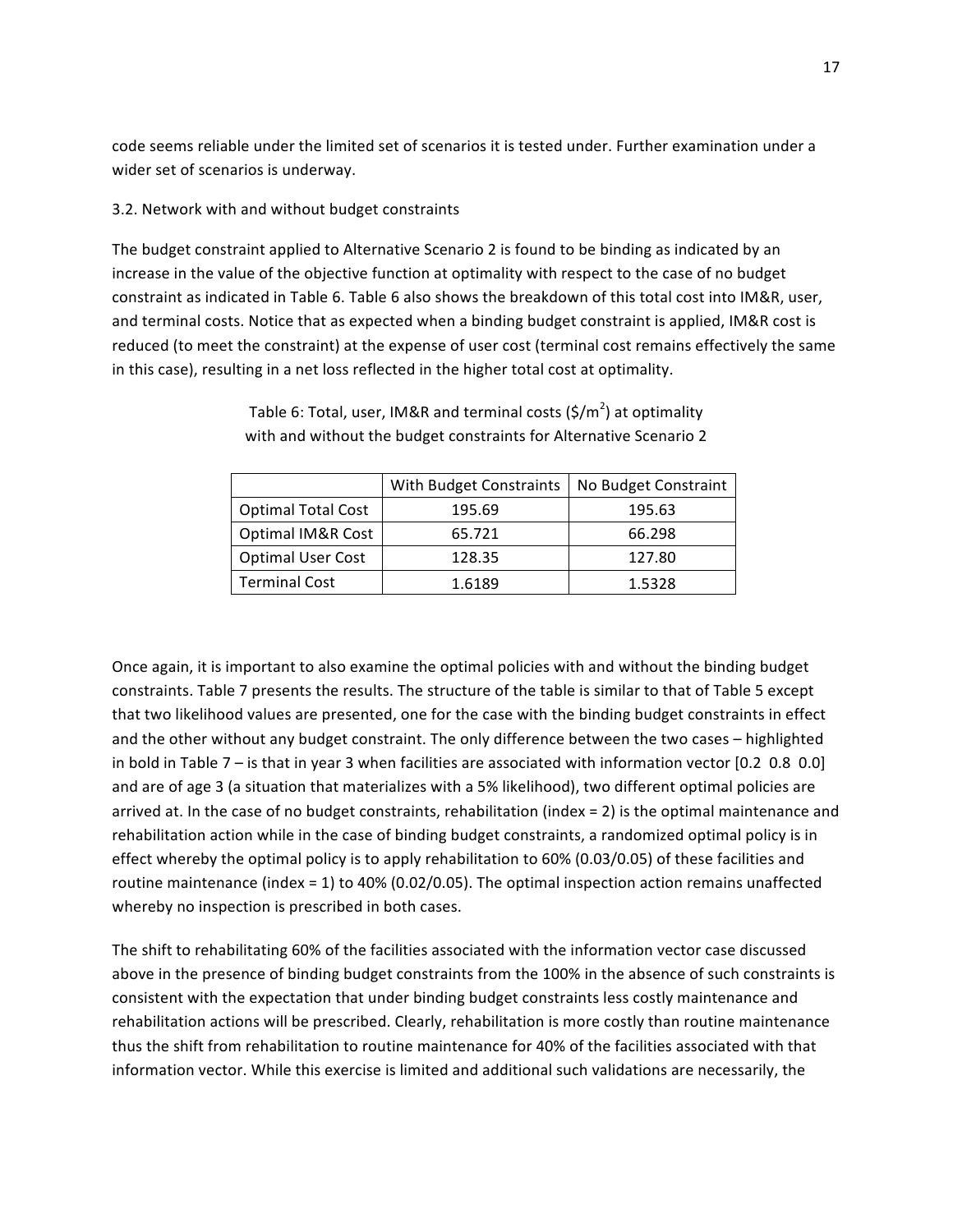code seems reliable under the limited set of scenarios it is tested under. Further examination under a wider set of scenarios is underway.

### 3.2. Network with and without budget constraints

The budget constraint applied to Alternative Scenario 2 is found to be binding as indicated by an increase in the value of the objective function at optimality with respect to the case of no budget constraint as indicated in Table 6. Table 6 also shows the breakdown of this total cost into IM&R, user, and terminal costs. Notice that as expected when a binding budget constraint is applied, IM&R cost is reduced (to meet the constraint) at the expense of user cost (terminal cost remains effectively the same in this case), resulting in a net loss reflected in the higher total cost at optimality.

Table 6: Total, user, IM&R and terminal costs ($/m$^2$) at optimality with and without the budget constraints for Alternative Scenario 2

| | With Budget Constraints | No Budget Constraint |
|---|---|---|
| Optimal Total Cost | 195.69 | 195.63 |
| Optimal IM&R Cost | 65.721 | 66.298 |
| Optimal User Cost | 128.35 | 127.80 |
| Terminal Cost | 1.6189 | 1.5328 |

Once again, it is important to also examine the optimal policies with and without the binding budget constraints. Table 7 presents the results. The structure of the table is similar to that of Table 5 except that two likelihood values are presented, one for the case with the binding budget constraints in effect and the other without any budget constraint. The only difference between the two cases – highlighted in bold in Table 7 – is that in year 3 when facilities are associated with information vector [0.2 0.8 0.0] and are of age 3 (a situation that materializes with a 5% likelihood), two different optimal policies are arrived at. In the case of no budget constraints, rehabilitation (index = 2) is the optimal maintenance and rehabilitation action while in the case of binding budget constraints, a randomized optimal policy is in effect whereby the optimal policy is to apply rehabilitation to 60% (0.03/0.05) of these facilities and routine maintenance (index = 1) to 40% (0.02/0.05). The optimal inspection action remains unaffected whereby no inspection is prescribed in both cases.

The shift to rehabilitating 60% of the facilities associated with the information vector case discussed above in the presence of binding budget constraints from the 100% in the absence of such constraints is consistent with the expectation that under binding budget constraints less costly maintenance and rehabilitation actions will be prescribed. Clearly, rehabilitation is more costly than routine maintenance thus the shift from rehabilitation to routine maintenance for 40% of the facilities associated with that information vector. While this exercise is limited and additional such validations are necessarily, the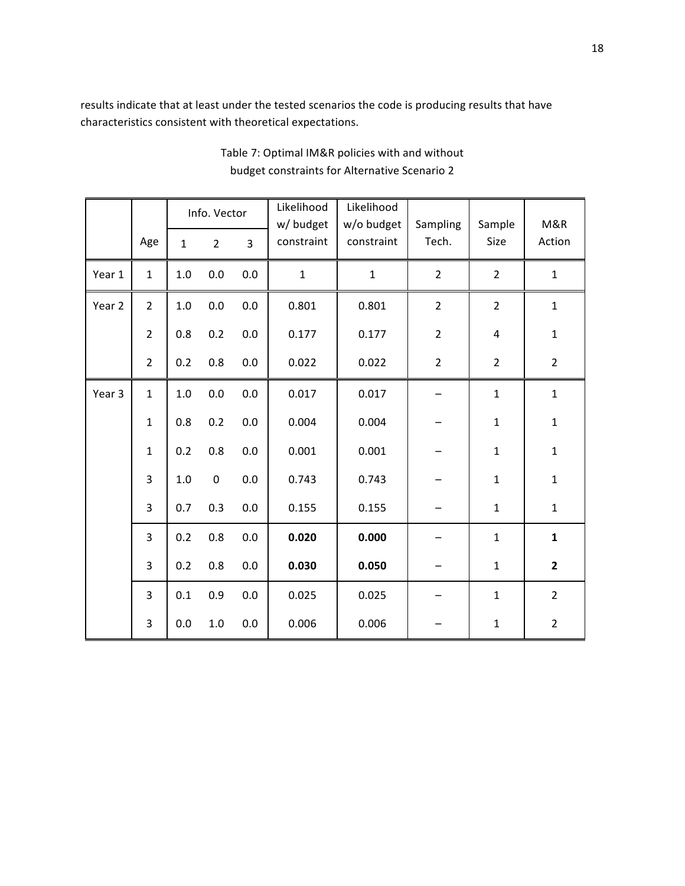results indicate that at least under the tested scenarios the code is producing results that have characteristics consistent with theoretical expectations.

Table 7: Optimal IM&R policies with and without budget constraints for Alternative Scenario 2

| | | Info. Vector | | | Likelihood w/ budget | Likelihood w/o budget | Sampling | Sample | M&R |
|---|---|---|---|---|---|---|---|---|---|
| | Age | 1 | 2 | 3 | constraint | constraint | Tech. | Size | Action |
| Year 1 | 1 | 1.0 | 0.0 | 0.0 | 1 | 1 | 2 | 2 | 1 |
| Year 2 | 2 | 1.0 | 0.0 | 0.0 | 0.801 | 0.801 | 2 | 2 | 1 |
| | 2 | 0.8 | 0.2 | 0.0 | 0.177 | 0.177 | 2 | 4 | 1 |
| | 2 | 0.2 | 0.8 | 0.0 | 0.022 | 0.022 | 2 | 2 | 2 |
| Year 3 | 1 | 1.0 | 0.0 | 0.0 | 0.017 | 0.017 | – | 1 | 1 |
| | 1 | 0.8 | 0.2 | 0.0 | 0.004 | 0.004 | – | 1 | 1 |
| | 1 | 0.2 | 0.8 | 0.0 | 0.001 | 0.001 | – | 1 | 1 |
| | 3 | 1.0 | 0 | 0.0 | 0.743 | 0.743 | – | 1 | 1 |
| | 3 | 0.7 | 0.3 | 0.0 | 0.155 | 0.155 | – | 1 | 1 |
| | 3 | 0.2 | 0.8 | 0.0 | **0.020** | **0.000** | – | 1 | **1** |
| | 3 | 0.2 | 0.8 | 0.0 | **0.030** | **0.050** | – | 1 | **2** |
| | 3 | 0.1 | 0.9 | 0.0 | 0.025 | 0.025 | – | 1 | 2 |
| | 3 | 0.0 | 1.0 | 0.0 | 0.006 | 0.006 | – | 1 | 2 |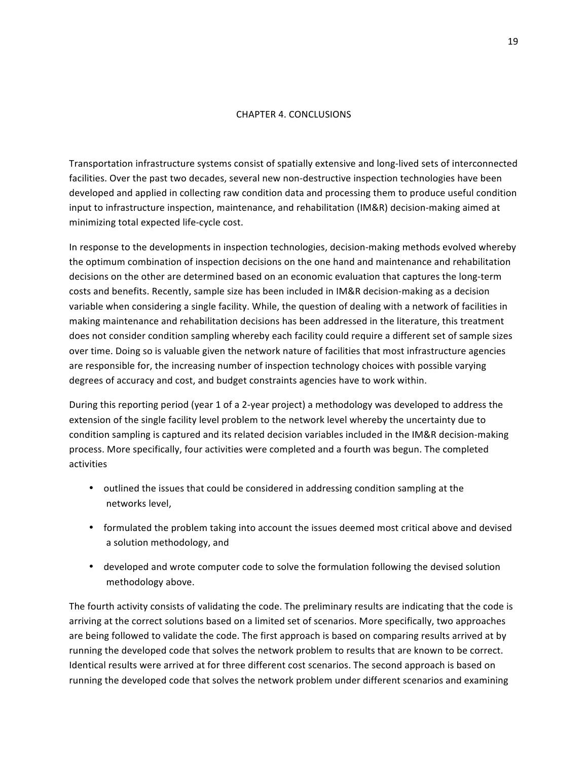# CHAPTER 4. CONCLUSIONS

Transportation infrastructure systems consist of spatially extensive and long-lived sets of interconnected facilities. Over the past two decades, several new non-destructive inspection technologies have been developed and applied in collecting raw condition data and processing them to produce useful condition input to infrastructure inspection, maintenance, and rehabilitation (IM&R) decision-making aimed at minimizing total expected life-cycle cost.

In response to the developments in inspection technologies, decision-making methods evolved whereby the optimum combination of inspection decisions on the one hand and maintenance and rehabilitation decisions on the other are determined based on an economic evaluation that captures the long-term costs and benefits. Recently, sample size has been included in IM&R decision-making as a decision variable when considering a single facility. While, the question of dealing with a network of facilities in making maintenance and rehabilitation decisions has been addressed in the literature, this treatment does not consider condition sampling whereby each facility could require a different set of sample sizes over time. Doing so is valuable given the network nature of facilities that most infrastructure agencies are responsible for, the increasing number of inspection technology choices with possible varying degrees of accuracy and cost, and budget constraints agencies have to work within.

During this reporting period (year 1 of a 2-year project) a methodology was developed to address the extension of the single facility level problem to the network level whereby the uncertainty due to condition sampling is captured and its related decision variables included in the IM&R decision-making process. More specifically, four activities were completed and a fourth was begun. The completed activities

- outlined the issues that could be considered in addressing condition sampling at the networks level,
- formulated the problem taking into account the issues deemed most critical above and devised a solution methodology, and
- developed and wrote computer code to solve the formulation following the devised solution methodology above.

The fourth activity consists of validating the code. The preliminary results are indicating that the code is arriving at the correct solutions based on a limited set of scenarios. More specifically, two approaches are being followed to validate the code. The first approach is based on comparing results arrived at by running the developed code that solves the network problem to results that are known to be correct. Identical results were arrived at for three different cost scenarios. The second approach is based on running the developed code that solves the network problem under different scenarios and examining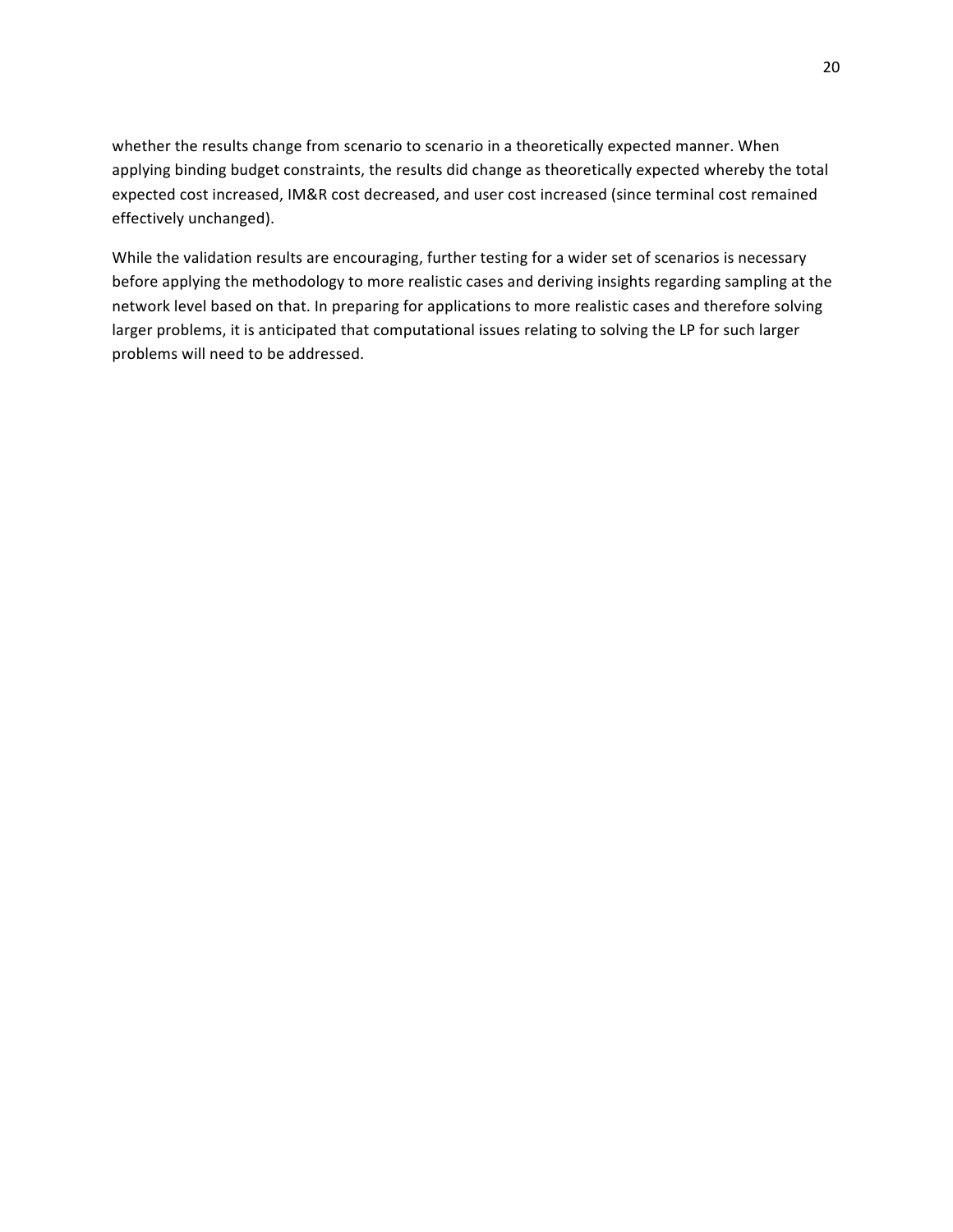whether the results change from scenario to scenario in a theoretically expected manner. When applying binding budget constraints, the results did change as theoretically expected whereby the total expected cost increased, IM&R cost decreased, and user cost increased (since terminal cost remained effectively unchanged).

While the validation results are encouraging, further testing for a wider set of scenarios is necessary before applying the methodology to more realistic cases and deriving insights regarding sampling at the network level based on that. In preparing for applications to more realistic cases and therefore solving larger problems, it is anticipated that computational issues relating to solving the LP for such larger problems will need to be addressed.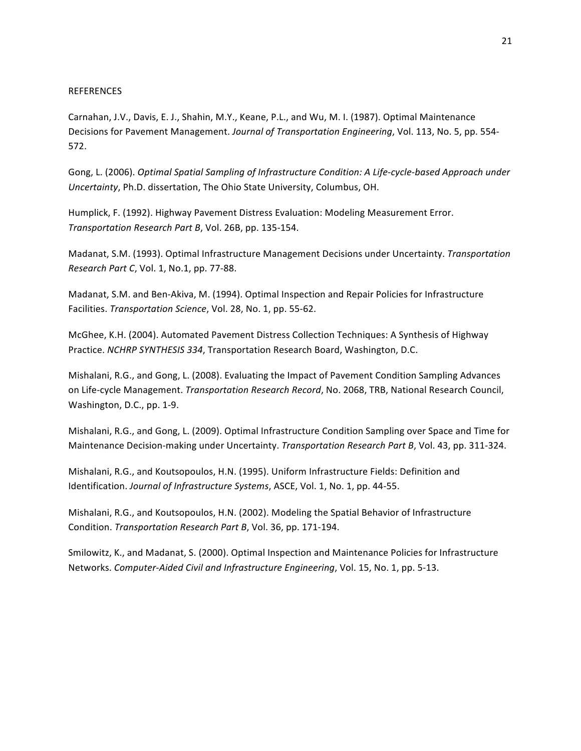# REFERENCES

Carnahan, J.V., Davis, E. J., Shahin, M.Y., Keane, P.L., and Wu, M. I. (1987). Optimal Maintenance Decisions for Pavement Management. *Journal of Transportation Engineering*, Vol. 113, No. 5, pp. 554-572.

Gong, L. (2006). *Optimal Spatial Sampling of Infrastructure Condition: A Life-cycle-based Approach under Uncertainty*, Ph.D. dissertation, The Ohio State University, Columbus, OH.

Humplick, F. (1992). Highway Pavement Distress Evaluation: Modeling Measurement Error. *Transportation Research Part B*, Vol. 26B, pp. 135-154.

Madanat, S.M. (1993). Optimal Infrastructure Management Decisions under Uncertainty. *Transportation Research Part C*, Vol. 1, No.1, pp. 77-88.

Madanat, S.M. and Ben-Akiva, M. (1994). Optimal Inspection and Repair Policies for Infrastructure Facilities. *Transportation Science*, Vol. 28, No. 1, pp. 55-62.

McGhee, K.H. (2004). Automated Pavement Distress Collection Techniques: A Synthesis of Highway Practice. *NCHRP SYNTHESIS 334*, Transportation Research Board, Washington, D.C.

Mishalani, R.G., and Gong, L. (2008). Evaluating the Impact of Pavement Condition Sampling Advances on Life-cycle Management. *Transportation Research Record*, No. 2068, TRB, National Research Council, Washington, D.C., pp. 1-9.

Mishalani, R.G., and Gong, L. (2009). Optimal Infrastructure Condition Sampling over Space and Time for Maintenance Decision-making under Uncertainty. *Transportation Research Part B*, Vol. 43, pp. 311-324.

Mishalani, R.G., and Koutsopoulos, H.N. (1995). Uniform Infrastructure Fields: Definition and Identification. *Journal of Infrastructure Systems*, ASCE, Vol. 1, No. 1, pp. 44-55.

Mishalani, R.G., and Koutsopoulos, H.N. (2002). Modeling the Spatial Behavior of Infrastructure Condition. *Transportation Research Part B*, Vol. 36, pp. 171-194.

Smilowitz, K., and Madanat, S. (2000). Optimal Inspection and Maintenance Policies for Infrastructure Networks. *Computer-Aided Civil and Infrastructure Engineering*, Vol. 15, No. 1, pp. 5-13.